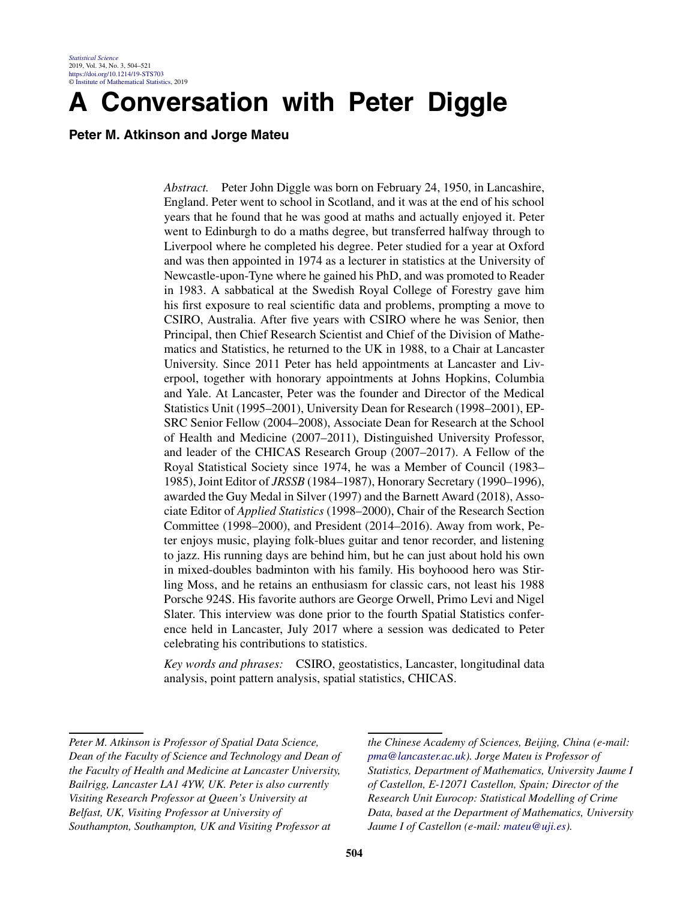# A Conversation with Peter Diggle

**Peter M. Atkinson and Jorge Mateu**

*Abstract.* Peter John Diggle was born on February 24, 1950, in Lancashire, England. Peter went to school in Scotland, and it was at the end of his school years that he found that he was good at maths and actually enjoyed it. Peter went to Edinburgh to do a maths degree, but transferred halfway through to Liverpool where he completed his degree. Peter studied for a year at Oxford and was then appointed in 1974 as a lecturer in statistics at the University of Newcastle-upon-Tyne where he gained his PhD, and was promoted to Reader in 1983. A sabbatical at the Swedish Royal College of Forestry gave him his first exposure to real scientific data and problems, prompting a move to CSIRO, Australia. After five years with CSIRO where he was Senior, then Principal, then Chief Research Scientist and Chief of the Division of Mathematics and Statistics, he returned to the UK in 1988, to a Chair at Lancaster University. Since 2011 Peter has held appointments at Lancaster and Liverpool, together with honorary appointments at Johns Hopkins, Columbia and Yale. At Lancaster, Peter was the founder and Director of the Medical Statistics Unit (1995–2001), University Dean for Research (1998–2001), EPSRC Senior Fellow (2004–2008), Associate Dean for Research at the School of Health and Medicine (2007–2011), Distinguished University Professor, and leader of the CHICAS Research Group (2007–2017). A Fellow of the Royal Statistical Society since 1974, he was a Member of Council (1983–1985), Joint Editor of *JRSSB* (1984–1987), Honorary Secretary (1990–1996), awarded the Guy Medal in Silver (1997) and the Barnett Award (2018), Associate Editor of *Applied Statistics* (1998–2000), Chair of the Research Section Committee (1998–2000), and President (2014–2016). Away from work, Peter enjoys music, playing folk-blues guitar and tenor recorder, and listening to jazz. His running days are behind him, but he can just about hold his own in mixed-doubles badminton with his family. His boyhoood hero was Stirling Moss, and he retains an enthusiasm for classic cars, not least his 1988 Porsche 924S. His favorite authors are George Orwell, Primo Levi and Nigel Slater. This interview was done prior to the fourth Spatial Statistics conference held in Lancaster, July 2017 where a session was dedicated to Peter celebrating his contributions to statistics.

*Key words and phrases:* CSIRO, geostatistics, Lancaster, longitudinal data analysis, point pattern analysis, spatial statistics, CHICAS.

---

*Peter M. Atkinson is Professor of Spatial Data Science, Dean of the Faculty of Science and Technology and Dean of the Faculty of Health and Medicine at Lancaster University, Bailrigg, Lancaster LA1 4YW, UK. Peter is also currently Visiting Research Professor at Queen's University at Belfast, UK, Visiting Professor at University of Southampton, Southampton, UK and Visiting Professor at the Chinese Academy of Sciences, Beijing, China (e-mail: pma@lancaster.ac.uk). Jorge Mateu is Professor of Statistics, Department of Mathematics, University Jaume I of Castellon, E-12071 Castellon, Spain; Director of the Research Unit Eurocop: Statistical Modelling of Crime Data, based at the Department of Mathematics, University Jaume I of Castellon (e-mail: mateu@uji.es).*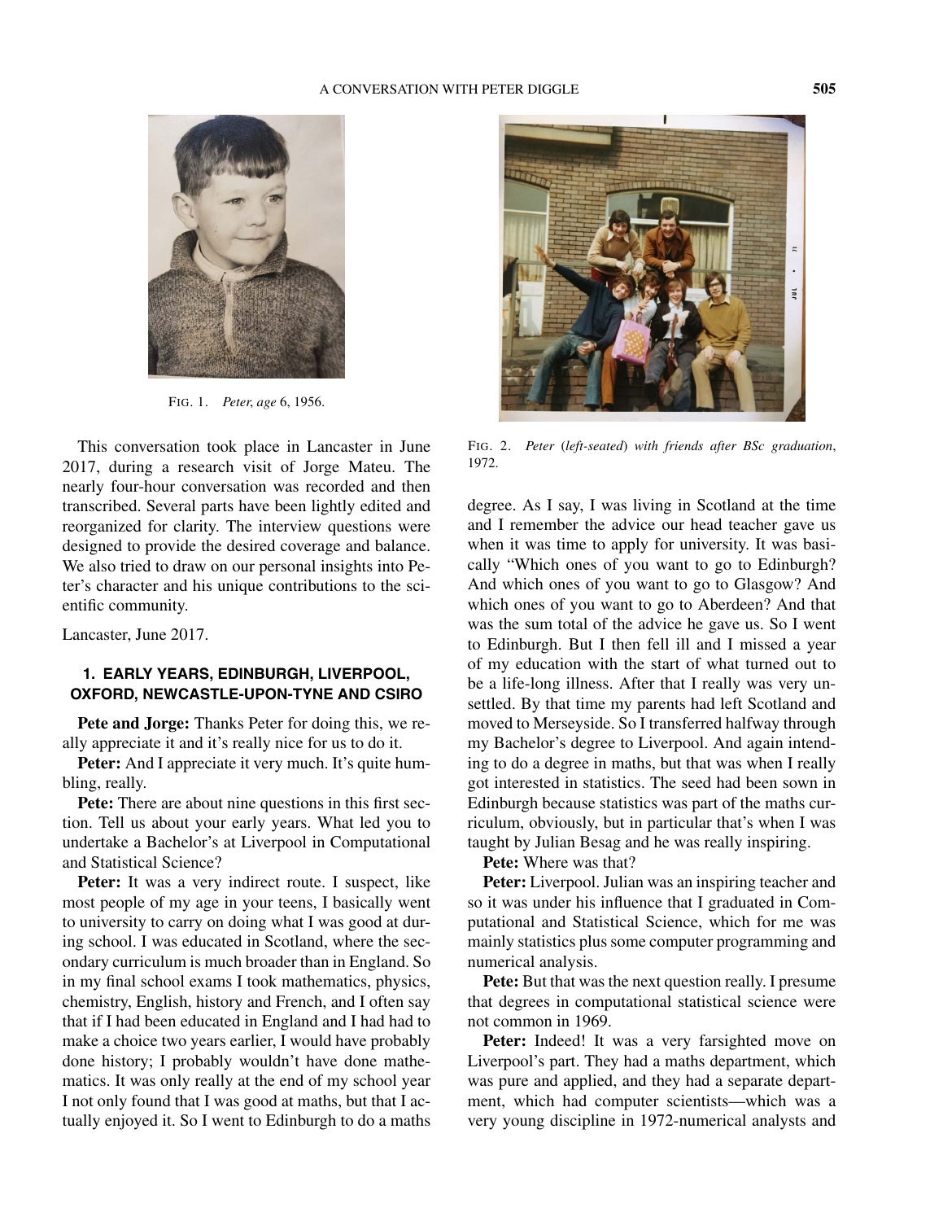FIG. 1. *Peter, age 6, 1956.*

FIG. 2. *Peter (left-seated) with friends after BSc graduation, 1972.*

This conversation took place in Lancaster in June 2017, during a research visit of Jorge Mateu. The nearly four-hour conversation was recorded and then transcribed. Several parts have been lightly edited and reorganized for clarity. The interview questions were designed to provide the desired coverage and balance. We also tried to draw on our personal insights into Peter's character and his unique contributions to the scientific community.

Lancaster, June 2017.

## 1. EARLY YEARS, EDINBURGH, LIVERPOOL, OXFORD, NEWCASTLE-UPON-TYNE AND CSIRO

**Pete and Jorge:** Thanks Peter for doing this, we really appreciate it and it's really nice for us to do it.

**Peter:** And I appreciate it very much. It's quite humbling, really.

**Pete:** There are about nine questions in this first section. Tell us about your early years. What led you to undertake a Bachelor's at Liverpool in Computational and Statistical Science?

**Peter:** It was a very indirect route. I suspect, like most people of my age in your teens, I basically went to university to carry on doing what I was good at during school. I was educated in Scotland, where the secondary curriculum is much broader than in England. So in my final school exams I took mathematics, physics, chemistry, English, history and French, and I often say that if I had been educated in England and I had had to make a choice two years earlier, I would have probably done history; I probably wouldn't have done mathematics. It was only really at the end of my school year I not only found that I was good at maths, but that I actually enjoyed it. So I went to Edinburgh to do a maths degree. As I say, I was living in Scotland at the time and I remember the advice our head teacher gave us when it was time to apply for university. It was basically "Which ones of you want to go to Edinburgh? And which ones of you want to go to Glasgow? And which ones of you want to go to Aberdeen? And that was the sum total of the advice he gave us. So I went to Edinburgh. But I then fell ill and I missed a year of my education with the start of what turned out to be a life-long illness. After that I really was very unsettled. By that time my parents had left Scotland and moved to Merseyside. So I transferred halfway through my Bachelor's degree to Liverpool. And again intending to do a degree in maths, but that was when I really got interested in statistics. The seed had been sown in Edinburgh because statistics was part of the maths curriculum, obviously, but in particular that's when I was taught by Julian Besag and he was really inspiring.

**Pete:** Where was that?

**Peter:** Liverpool. Julian was an inspiring teacher and so it was under his influence that I graduated in Computational and Statistical Science, which for me was mainly statistics plus some computer programming and numerical analysis.

**Pete:** But that was the next question really. I presume that degrees in computational statistical science were not common in 1969.

**Peter:** Indeed! It was a very farsighted move on Liverpool's part. They had a maths department, which was pure and applied, and they had a separate department, which had computer scientists—which was a very young discipline in 1972-numerical analysts and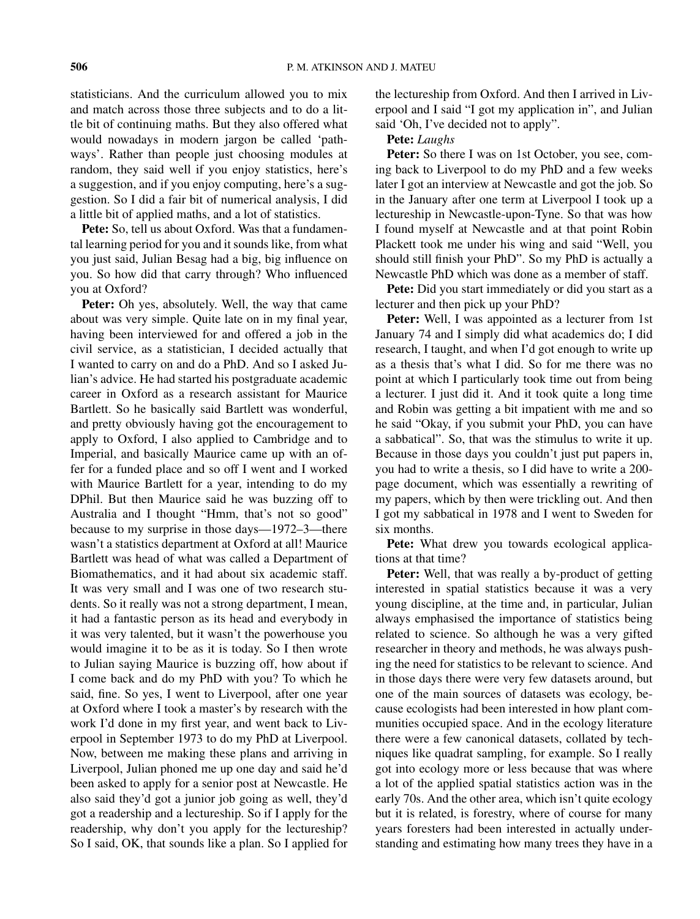statisticians. And the curriculum allowed you to mix and match across those three subjects and to do a little bit of continuing maths. But they also offered what would nowadays in modern jargon be called 'pathways'. Rather than people just choosing modules at random, they said well if you enjoy statistics, here's a suggestion, and if you enjoy computing, here's a suggestion. So I did a fair bit of numerical analysis, I did a little bit of applied maths, and a lot of statistics.

**Pete:** So, tell us about Oxford. Was that a fundamental learning period for you and it sounds like, from what you just said, Julian Besag had a big, big influence on you. So how did that carry through? Who influenced you at Oxford?

**Peter:** Oh yes, absolutely. Well, the way that came about was very simple. Quite late on in my final year, having been interviewed for and offered a job in the civil service, as a statistician, I decided actually that I wanted to carry on and do a PhD. And so I asked Julian's advice. He had started his postgraduate academic career in Oxford as a research assistant for Maurice Bartlett. So he basically said Bartlett was wonderful, and pretty obviously having got the encouragement to apply to Oxford, I also applied to Cambridge and to Imperial, and basically Maurice came up with an offer for a funded place and so off I went and I worked with Maurice Bartlett for a year, intending to do my DPhil. But then Maurice said he was buzzing off to Australia and I thought "Hmm, that's not so good" because to my surprise in those days—1972–3—there wasn't a statistics department at Oxford at all! Maurice Bartlett was head of what was called a Department of Biomathematics, and it had about six academic staff. It was very small and I was one of two research students. So it really was not a strong department, I mean, it had a fantastic person as its head and everybody in it was very talented, but it wasn't the powerhouse you would imagine it to be as it is today. So I then wrote to Julian saying Maurice is buzzing off, how about if I come back and do my PhD with you? To which he said, fine. So yes, I went to Liverpool, after one year at Oxford where I took a master's by research with the work I'd done in my first year, and went back to Liverpool in September 1973 to do my PhD at Liverpool. Now, between me making these plans and arriving in Liverpool, Julian phoned me up one day and said he'd been asked to apply for a senior post at Newcastle. He also said they'd got a junior job going as well, they'd got a readership and a lectureship. So if I apply for the readership, why don't you apply for the lectureship? So I said, OK, that sounds like a plan. So I applied for the lectureship from Oxford. And then I arrived in Liverpool and I said "I got my application in", and Julian said 'Oh, I've decided not to apply".

**Pete:** *Laughs*

**Peter:** So there I was on 1st October, you see, coming back to Liverpool to do my PhD and a few weeks later I got an interview at Newcastle and got the job. So in the January after one term at Liverpool I took up a lectureship in Newcastle-upon-Tyne. So that was how I found myself at Newcastle and at that point Robin Plackett took me under his wing and said "Well, you should still finish your PhD". So my PhD is actually a Newcastle PhD which was done as a member of staff.

**Pete:** Did you start immediately or did you start as a lecturer and then pick up your PhD?

**Peter:** Well, I was appointed as a lecturer from 1st January 74 and I simply did what academics do; I did research, I taught, and when I'd got enough to write up as a thesis that's what I did. So for me there was no point at which I particularly took time out from being a lecturer. I just did it. And it took quite a long time and Robin was getting a bit impatient with me and so he said "Okay, if you submit your PhD, you can have a sabbatical". So, that was the stimulus to write it up. Because in those days you couldn't just put papers in, you had to write a thesis, so I did have to write a 200-page document, which was essentially a rewriting of my papers, which by then were trickling out. And then I got my sabbatical in 1978 and I went to Sweden for six months.

**Pete:** What drew you towards ecological applications at that time?

**Peter:** Well, that was really a by-product of getting interested in spatial statistics because it was a very young discipline, at the time and, in particular, Julian always emphasised the importance of statistics being related to science. So although he was a very gifted researcher in theory and methods, he was always pushing the need for statistics to be relevant to science. And in those days there were very few datasets around, but one of the main sources of datasets was ecology, because ecologists had been interested in how plant communities occupied space. And in the ecology literature there were a few canonical datasets, collated by techniques like quadrat sampling, for example. So I really got into ecology more or less because that was where a lot of the applied spatial statistics action was in the early 70s. And the other area, which isn't quite ecology but it is related, is forestry, where of course for many years foresters had been interested in actually understanding and estimating how many trees they have in a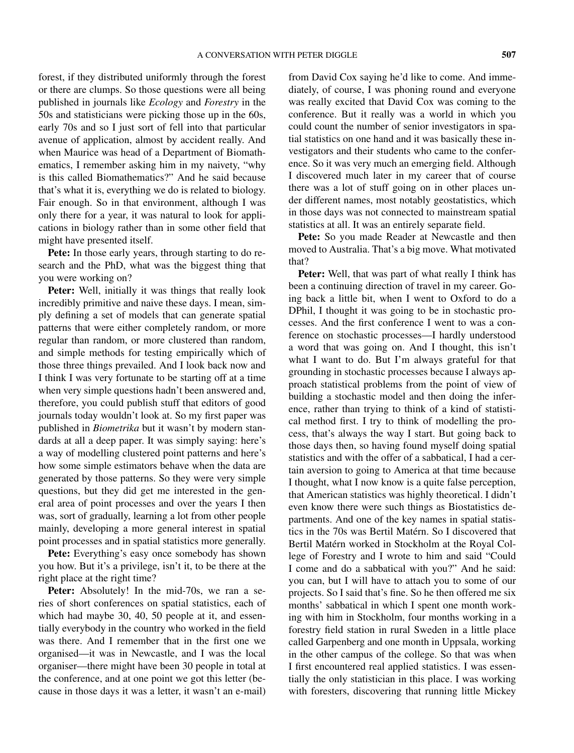forest, if they distributed uniformly through the forest or there are clumps. So those questions were all being published in journals like *Ecology* and *Forestry* in the 50s and statisticians were picking those up in the 60s, early 70s and so I just sort of fell into that particular avenue of application, almost by accident really. And when Maurice was head of a Department of Biomathematics, I remember asking him in my naivety, "why is this called Biomathematics?" And he said because that's what it is, everything we do is related to biology. Fair enough. So in that environment, although I was only there for a year, it was natural to look for applications in biology rather than in some other field that might have presented itself.

**Pete:** In those early years, through starting to do research and the PhD, what was the biggest thing that you were working on?

**Peter:** Well, initially it was things that really look incredibly primitive and naive these days. I mean, simply defining a set of models that can generate spatial patterns that were either completely random, or more regular than random, or more clustered than random, and simple methods for testing empirically which of those three things prevailed. And I look back now and I think I was very fortunate to be starting off at a time when very simple questions hadn't been answered and, therefore, you could publish stuff that editors of good journals today wouldn't look at. So my first paper was published in *Biometrika* but it wasn't by modern standards at all a deep paper. It was simply saying: here's a way of modelling clustered point patterns and here's how some simple estimators behave when the data are generated by those patterns. So they were very simple questions, but they did get me interested in the general area of point processes and over the years I then was, sort of gradually, learning a lot from other people mainly, developing a more general interest in spatial point processes and in spatial statistics more generally.

**Pete:** Everything's easy once somebody has shown you how. But it's a privilege, isn't it, to be there at the right place at the right time?

**Peter:** Absolutely! In the mid-70s, we ran a series of short conferences on spatial statistics, each of which had maybe 30, 40, 50 people at it, and essentially everybody in the country who worked in the field was there. And I remember that in the first one we organised—it was in Newcastle, and I was the local organiser—there might have been 30 people in total at the conference, and at one point we got this letter (because in those days it was a letter, it wasn't an e-mail) from David Cox saying he'd like to come. And immediately, of course, I was phoning round and everyone was really excited that David Cox was coming to the conference. But it really was a world in which you could count the number of senior investigators in spatial statistics on one hand and it was basically these investigators and their students who came to the conference. So it was very much an emerging field. Although I discovered much later in my career that of course there was a lot of stuff going on in other places under different names, most notably geostatistics, which in those days was not connected to mainstream spatial statistics at all. It was an entirely separate field.

**Pete:** So you made Reader at Newcastle and then moved to Australia. That's a big move. What motivated that?

**Peter:** Well, that was part of what really I think has been a continuing direction of travel in my career. Going back a little bit, when I went to Oxford to do a DPhil, I thought it was going to be in stochastic processes. And the first conference I went to was a conference on stochastic processes—I hardly understood a word that was going on. And I thought, this isn't what I want to do. But I'm always grateful for that grounding in stochastic processes because I always approach statistical problems from the point of view of building a stochastic model and then doing the inference, rather than trying to think of a kind of statistical method first. I try to think of modelling the process, that's always the way I start. But going back to those days then, so having found myself doing spatial statistics and with the offer of a sabbatical, I had a certain aversion to going to America at that time because I thought, what I now know is a quite false perception, that American statistics was highly theoretical. I didn't even know there were such things as Biostatistics departments. And one of the key names in spatial statistics in the 70s was Bertil Matérn. So I discovered that Bertil Matérn worked in Stockholm at the Royal College of Forestry and I wrote to him and said "Could I come and do a sabbatical with you?" And he said: you can, but I will have to attach you to some of our projects. So I said that's fine. So he then offered me six months' sabbatical in which I spent one month working with him in Stockholm, four months working in a forestry field station in rural Sweden in a little place called Garpenberg and one month in Uppsala, working in the other campus of the college. So that was when I first encountered real applied statistics. I was essentially the only statistician in this place. I was working with foresters, discovering that running little Mickey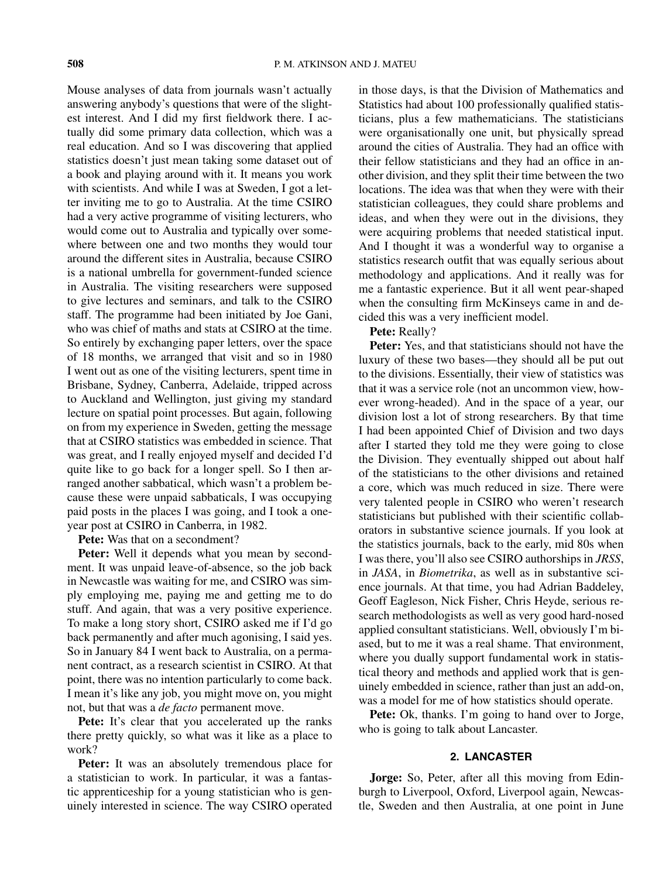Mouse analyses of data from journals wasn't actually answering anybody's questions that were of the slightest interest. And I did my first fieldwork there. I actually did some primary data collection, which was a real education. And so I was discovering that applied statistics doesn't just mean taking some dataset out of a book and playing around with it. It means you work with scientists. And while I was at Sweden, I got a letter inviting me to go to Australia. At the time CSIRO had a very active programme of visiting lecturers, who would come out to Australia and typically over somewhere between one and two months they would tour around the different sites in Australia, because CSIRO is a national umbrella for government-funded science in Australia. The visiting researchers were supposed to give lectures and seminars, and talk to the CSIRO staff. The programme had been initiated by Joe Gani, who was chief of maths and stats at CSIRO at the time. So entirely by exchanging paper letters, over the space of 18 months, we arranged that visit and so in 1980 I went out as one of the visiting lecturers, spent time in Brisbane, Sydney, Canberra, Adelaide, tripped across to Auckland and Wellington, just giving my standard lecture on spatial point processes. But again, following on from my experience in Sweden, getting the message that at CSIRO statistics was embedded in science. That was great, and I really enjoyed myself and decided I'd quite like to go back for a longer spell. So I then arranged another sabbatical, which wasn't a problem because these were unpaid sabbaticals, I was occupying paid posts in the places I was going, and I took a one-year post at CSIRO in Canberra, in 1982.

**Pete:** Was that on a secondment?

**Peter:** Well it depends what you mean by secondment. It was unpaid leave-of-absence, so the job back in Newcastle was waiting for me, and CSIRO was simply employing me, paying me and getting me to do stuff. And again, that was a very positive experience. To make a long story short, CSIRO asked me if I'd go back permanently and after much agonising, I said yes. So in January 84 I went back to Australia, on a permanent contract, as a research scientist in CSIRO. At that point, there was no intention particularly to come back. I mean it's like any job, you might move on, you might not, but that was a *de facto* permanent move.

**Pete:** It's clear that you accelerated up the ranks there pretty quickly, so what was it like as a place to work?

**Peter:** It was an absolutely tremendous place for a statistician to work. In particular, it was a fantastic apprenticeship for a young statistician who is genuinely interested in science. The way CSIRO operated in those days, is that the Division of Mathematics and Statistics had about 100 professionally qualified statisticians, plus a few mathematicians. The statisticians were organisationally one unit, but physically spread around the cities of Australia. They had an office with their fellow statisticians and they had an office in another division, and they split their time between the two locations. The idea was that when they were with their statistician colleagues, they could share problems and ideas, and when they were out in the divisions, they were acquiring problems that needed statistical input. And I thought it was a wonderful way to organise a statistics research outfit that was equally serious about methodology and applications. And it really was for me a fantastic experience. But it all went pear-shaped when the consulting firm McKinseys came in and decided this was a very inefficient model.

**Pete:** Really?

**Peter:** Yes, and that statisticians should not have the luxury of these two bases—they should all be put out to the divisions. Essentially, their view of statistics was that it was a service role (not an uncommon view, however wrong-headed). And in the space of a year, our division lost a lot of strong researchers. By that time I had been appointed Chief of Division and two days after I started they told me they were going to close the Division. They eventually shipped out about half of the statisticians to the other divisions and retained a core, which was much reduced in size. There were very talented people in CSIRO who weren't research statisticians but published with their scientific collaborators in substantive science journals. If you look at the statistics journals, back to the early, mid 80s when I was there, you'll also see CSIRO authorships in *JRSS*, in *JASA*, in *Biometrika*, as well as in substantive science journals. At that time, you had Adrian Baddeley, Geoff Eagleson, Nick Fisher, Chris Heyde, serious research methodologists as well as very good hard-nosed applied consultant statisticians. Well, obviously I'm biased, but to me it was a real shame. That environment, where you dually support fundamental work in statistical theory and methods and applied work that is genuinely embedded in science, rather than just an add-on, was a model for me of how statistics should operate.

**Pete:** Ok, thanks. I'm going to hand over to Jorge, who is going to talk about Lancaster.

## 2. LANCASTER

**Jorge:** So, Peter, after all this moving from Edinburgh to Liverpool, Oxford, Liverpool again, Newcastle, Sweden and then Australia, at one point in June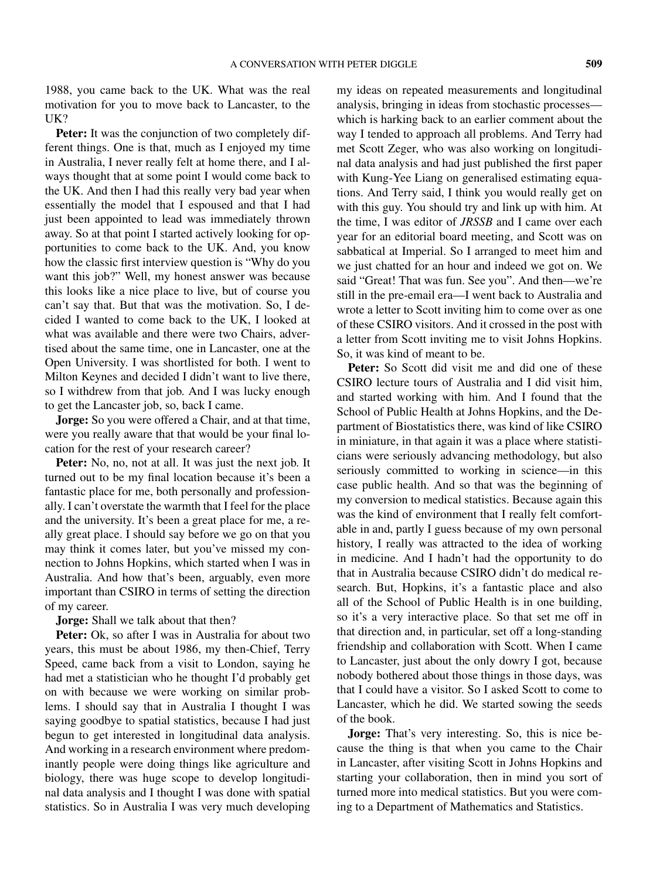1988, you came back to the UK. What was the real motivation for you to move back to Lancaster, to the UK?

**Peter:** It was the conjunction of two completely different things. One is that, much as I enjoyed my time in Australia, I never really felt at home there, and I always thought that at some point I would come back to the UK. And then I had this really very bad year when essentially the model that I espoused and that I had just been appointed to lead was immediately thrown away. So at that point I started actively looking for opportunities to come back to the UK. And, you know how the classic first interview question is "Why do you want this job?" Well, my honest answer was because this looks like a nice place to live, but of course you can't say that. But that was the motivation. So, I decided I wanted to come back to the UK, I looked at what was available and there were two Chairs, advertised about the same time, one in Lancaster, one at the Open University. I was shortlisted for both. I went to Milton Keynes and decided I didn't want to live there, so I withdrew from that job. And I was lucky enough to get the Lancaster job, so, back I came.

**Jorge:** So you were offered a Chair, and at that time, were you really aware that that would be your final location for the rest of your research career?

**Peter:** No, no, not at all. It was just the next job. It turned out to be my final location because it's been a fantastic place for me, both personally and professionally. I can't overstate the warmth that I feel for the place and the university. It's been a great place for me, a really great place. I should say before we go on that you may think it comes later, but you've missed my connection to Johns Hopkins, which started when I was in Australia. And how that's been, arguably, even more important than CSIRO in terms of setting the direction of my career.

**Jorge:** Shall we talk about that then?

**Peter:** Ok, so after I was in Australia for about two years, this must be about 1986, my then-Chief, Terry Speed, came back from a visit to London, saying he had met a statistician who he thought I'd probably get on with because we were working on similar problems. I should say that in Australia I thought I was saying goodbye to spatial statistics, because I had just begun to get interested in longitudinal data analysis. And working in a research environment where predominantly people were doing things like agriculture and biology, there was huge scope to develop longitudinal data analysis and I thought I was done with spatial statistics. So in Australia I was very much developing my ideas on repeated measurements and longitudinal analysis, bringing in ideas from stochastic processes—which is harking back to an earlier comment about the way I tended to approach all problems. And Terry had met Scott Zeger, who was also working on longitudinal data analysis and had just published the first paper with Kung-Yee Liang on generalised estimating equations. And Terry said, I think you would really get on with this guy. You should try and link up with him. At the time, I was editor of *JRSSB* and I came over each year for an editorial board meeting, and Scott was on sabbatical at Imperial. So I arranged to meet him and we just chatted for an hour and indeed we got on. We said "Great! That was fun. See you". And then—we're still in the pre-email era—I went back to Australia and wrote a letter to Scott inviting him to come over as one of these CSIRO visitors. And it crossed in the post with a letter from Scott inviting me to visit Johns Hopkins. So, it was kind of meant to be.

**Peter:** So Scott did visit me and did one of these CSIRO lecture tours of Australia and I did visit him, and started working with him. And I found that the School of Public Health at Johns Hopkins, and the Department of Biostatistics there, was kind of like CSIRO in miniature, in that again it was a place where statisticians were seriously advancing methodology, but also seriously committed to working in science—in this case public health. And so that was the beginning of my conversion to medical statistics. Because again this was the kind of environment that I really felt comfortable in and, partly I guess because of my own personal history, I really was attracted to the idea of working in medicine. And I hadn't had the opportunity to do that in Australia because CSIRO didn't do medical research. But, Hopkins, it's a fantastic place and also all of the School of Public Health is in one building, so it's a very interactive place. So that set me off in that direction and, in particular, set off a long-standing friendship and collaboration with Scott. When I came to Lancaster, just about the only dowry I got, because nobody bothered about those things in those days, was that I could have a visitor. So I asked Scott to come to Lancaster, which he did. We started sowing the seeds of the book.

**Jorge:** That's very interesting. So, this is nice because the thing is that when you came to the Chair in Lancaster, after visiting Scott in Johns Hopkins and starting your collaboration, then in mind you sort of turned more into medical statistics. But you were coming to a Department of Mathematics and Statistics.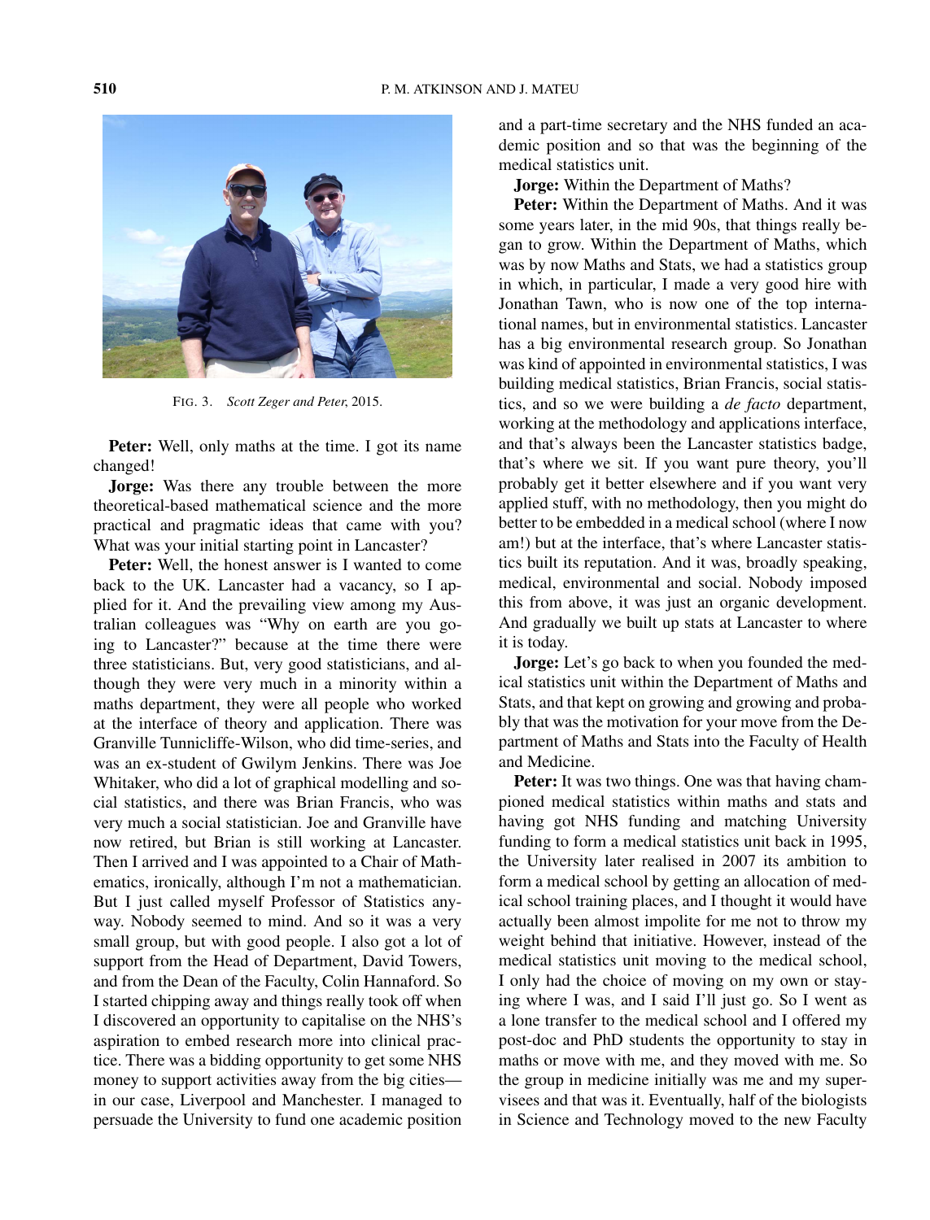FIG. 3. *Scott Zeger and Peter*, 2015.

**Peter:** Well, only maths at the time. I got its name changed!

**Jorge:** Was there any trouble between the more theoretical-based mathematical science and the more practical and pragmatic ideas that came with you? What was your initial starting point in Lancaster?

**Peter:** Well, the honest answer is I wanted to come back to the UK. Lancaster had a vacancy, so I applied for it. And the prevailing view among my Australian colleagues was "Why on earth are you going to Lancaster?" because at the time there were three statisticians. But, very good statisticians, and although they were very much in a minority within a maths department, they were all people who worked at the interface of theory and application. There was Granville Tunnicliffe-Wilson, who did time-series, and was an ex-student of Gwilym Jenkins. There was Joe Whitaker, who did a lot of graphical modelling and social statistics, and there was Brian Francis, who was very much a social statistician. Joe and Granville have now retired, but Brian is still working at Lancaster. Then I arrived and I was appointed to a Chair of Mathematics, ironically, although I'm not a mathematician. But I just called myself Professor of Statistics anyway. Nobody seemed to mind. And so it was a very small group, but with good people. I also got a lot of support from the Head of Department, David Towers, and from the Dean of the Faculty, Colin Hannaford. So I started chipping away and things really took off when I discovered an opportunity to capitalise on the NHS's aspiration to embed research more into clinical practice. There was a bidding opportunity to get some NHS money to support activities away from the big cities—in our case, Liverpool and Manchester. I managed to persuade the University to fund one academic position and a part-time secretary and the NHS funded an academic position and so that was the beginning of the medical statistics unit.

**Jorge:** Within the Department of Maths?

**Peter:** Within the Department of Maths. And it was some years later, in the mid 90s, that things really began to grow. Within the Department of Maths, which was by now Maths and Stats, we had a statistics group in which, in particular, I made a very good hire with Jonathan Tawn, who is now one of the top international names, but in environmental statistics. Lancaster has a big environmental research group. So Jonathan was kind of appointed in environmental statistics, I was building medical statistics, Brian Francis, social statistics, and so we were building a *de facto* department, working at the methodology and applications interface, and that's always been the Lancaster statistics badge, that's where we sit. If you want pure theory, you'll probably get it better elsewhere and if you want very applied stuff, with no methodology, then you might do better to be embedded in a medical school (where I now am!) but at the interface, that's where Lancaster statistics built its reputation. And it was, broadly speaking, medical, environmental and social. Nobody imposed this from above, it was just an organic development. And gradually we built up stats at Lancaster to where it is today.

**Jorge:** Let's go back to when you founded the medical statistics unit within the Department of Maths and Stats, and that kept on growing and growing and probably that was the motivation for your move from the Department of Maths and Stats into the Faculty of Health and Medicine.

**Peter:** It was two things. One was that having championed medical statistics within maths and stats and having got NHS funding and matching University funding to form a medical statistics unit back in 1995, the University later realised in 2007 its ambition to form a medical school by getting an allocation of medical school training places, and I thought it would have actually been almost impolite for me not to throw my weight behind that initiative. However, instead of the medical statistics unit moving to the medical school, I only had the choice of moving on my own or staying where I was, and I said I'll just go. So I went as a lone transfer to the medical school and I offered my post-doc and PhD students the opportunity to stay in maths or move with me, and they moved with me. So the group in medicine initially was me and my supervisees and that was it. Eventually, half of the biologists in Science and Technology moved to the new Faculty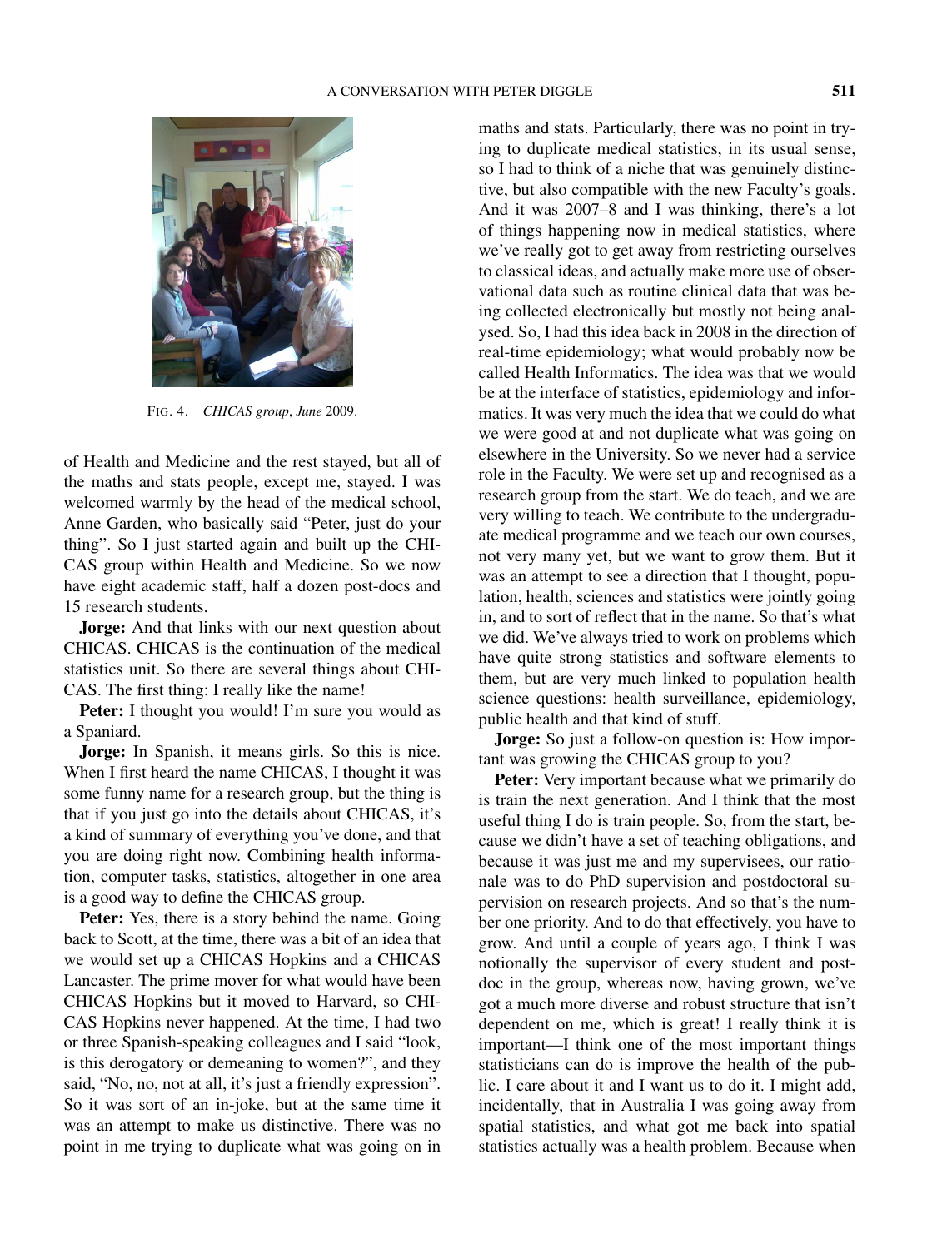FIG. 4. *CHICAS group*, *June* 2009.

of Health and Medicine and the rest stayed, but all of the maths and stats people, except me, stayed. I was welcomed warmly by the head of the medical school, Anne Garden, who basically said "Peter, just do your thing". So I just started again and built up the CHICAS group within Health and Medicine. So we now have eight academic staff, half a dozen post-docs and 15 research students.

**Jorge:** And that links with our next question about CHICAS. CHICAS is the continuation of the medical statistics unit. So there are several things about CHICAS. The first thing: I really like the name!

**Peter:** I thought you would! I'm sure you would as a Spaniard.

**Jorge:** In Spanish, it means girls. So this is nice. When I first heard the name CHICAS, I thought it was some funny name for a research group, but the thing is that if you just go into the details about CHICAS, it's a kind of summary of everything you've done, and that you are doing right now. Combining health information, computer tasks, statistics, altogether in one area is a good way to define the CHICAS group.

**Peter:** Yes, there is a story behind the name. Going back to Scott, at the time, there was a bit of an idea that we would set up a CHICAS Hopkins and a CHICAS Lancaster. The prime mover for what would have been CHICAS Hopkins but it moved to Harvard, so CHICAS Hopkins never happened. At the time, I had two or three Spanish-speaking colleagues and I said "look, is this derogatory or demeaning to women?", and they said, "No, no, not at all, it's just a friendly expression". So it was sort of an in-joke, but at the same time it was an attempt to make us distinctive. There was no point in me trying to duplicate what was going on in maths and stats. Particularly, there was no point in trying to duplicate medical statistics, in its usual sense, so I had to think of a niche that was genuinely distinctive, but also compatible with the new Faculty's goals. And it was 2007–8 and I was thinking, there's a lot of things happening now in medical statistics, where we've really got to get away from restricting ourselves to classical ideas, and actually make more use of observational data such as routine clinical data that was being collected electronically but mostly not being analysed. So, I had this idea back in 2008 in the direction of real-time epidemiology; what would probably now be called Health Informatics. The idea was that we would be at the interface of statistics, epidemiology and informatics. It was very much the idea that we could do what we were good at and not duplicate what was going on elsewhere in the University. So we never had a service role in the Faculty. We were set up and recognised as a research group from the start. We do teach, and we are very willing to teach. We contribute to the undergraduate medical programme and we teach our own courses, not very many yet, but we want to grow them. But it was an attempt to see a direction that I thought, population, health, sciences and statistics were jointly going in, and to sort of reflect that in the name. So that's what we did. We've always tried to work on problems which have quite strong statistics and software elements to them, but are very much linked to population health science questions: health surveillance, epidemiology, public health and that kind of stuff.

**Jorge:** So just a follow-on question is: How important was growing the CHICAS group to you?

**Peter:** Very important because what we primarily do is train the next generation. And I think that the most useful thing I do is train people. So, from the start, because we didn't have a set of teaching obligations, and because it was just me and my supervisees, our rationale was to do PhD supervision and postdoctoral supervision on research projects. And so that's the number one priority. And to do that effectively, you have to grow. And until a couple of years ago, I think I was notionally the supervisor of every student and postdoc in the group, whereas now, having grown, we've got a much more diverse and robust structure that isn't dependent on me, which is great! I really think it is important—I think one of the most important things statisticians can do is improve the health of the public. I care about it and I want us to do it. I might add, incidentally, that in Australia I was going away from spatial statistics, and what got me back into spatial statistics actually was a health problem. Because when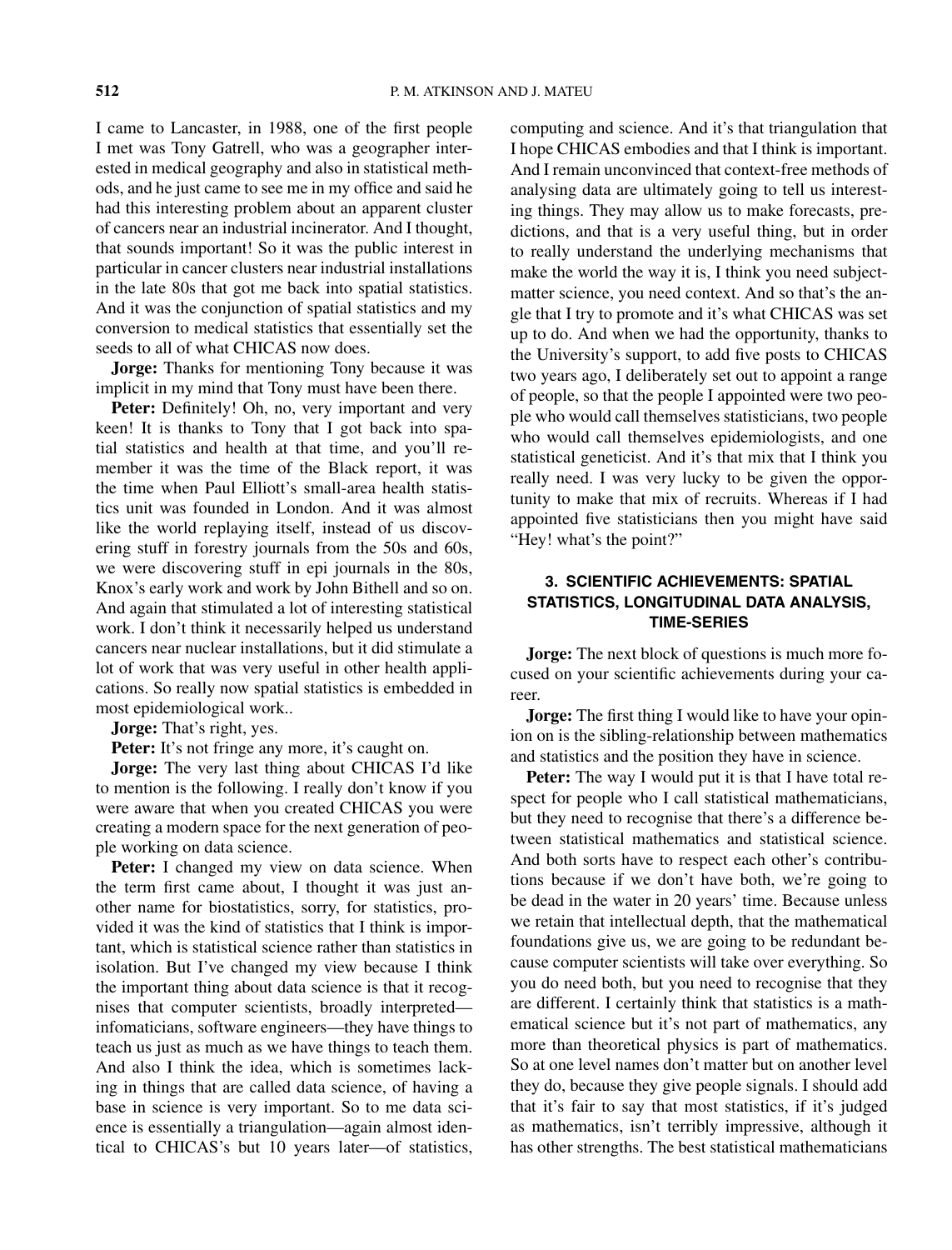I came to Lancaster, in 1988, one of the first people I met was Tony Gatrell, who was a geographer interested in medical geography and also in statistical methods, and he just came to see me in my office and said he had this interesting problem about an apparent cluster of cancers near an industrial incinerator. And I thought, that sounds important! So it was the public interest in particular in cancer clusters near industrial installations in the late 80s that got me back into spatial statistics. And it was the conjunction of spatial statistics and my conversion to medical statistics that essentially set the seeds to all of what CHICAS now does.

**Jorge:** Thanks for mentioning Tony because it was implicit in my mind that Tony must have been there.

**Peter:** Definitely! Oh, no, very important and very keen! It is thanks to Tony that I got back into spatial statistics and health at that time, and you'll remember it was the time of the Black report, it was the time when Paul Elliott's small-area health statistics unit was founded in London. And it was almost like the world replaying itself, instead of us discovering stuff in forestry journals from the 50s and 60s, we were discovering stuff in epi journals in the 80s, Knox's early work and work by John Bithell and so on. And again that stimulated a lot of interesting statistical work. I don't think it necessarily helped us understand cancers near nuclear installations, but it did stimulate a lot of work that was very useful in other health applications. So really now spatial statistics is embedded in most epidemiological work..

**Jorge:** That's right, yes.

**Peter:** It's not fringe any more, it's caught on.

**Jorge:** The very last thing about CHICAS I'd like to mention is the following. I really don't know if you were aware that when you created CHICAS you were creating a modern space for the next generation of people working on data science.

**Peter:** I changed my view on data science. When the term first came about, I thought it was just another name for biostatistics, sorry, for statistics, provided it was the kind of statistics that I think is important, which is statistical science rather than statistics in isolation. But I've changed my view because I think the important thing about data science is that it recognises that computer scientists, broadly interpreted—infomaticians, software engineers—they have things to teach us just as much as we have things to teach them. And also I think the idea, which is sometimes lacking in things that are called data science, of having a base in science is very important. So to me data science is essentially a triangulation—again almost identical to CHICAS's but 10 years later—of statistics, computing and science. And it's that triangulation that I hope CHICAS embodies and that I think is important. And I remain unconvinced that context-free methods of analysing data are ultimately going to tell us interesting things. They may allow us to make forecasts, predictions, and that is a very useful thing, but in order to really understand the underlying mechanisms that make the world the way it is, I think you need subject-matter science, you need context. And so that's the angle that I try to promote and it's what CHICAS was set up to do. And when we had the opportunity, thanks to the University's support, to add five posts to CHICAS two years ago, I deliberately set out to appoint a range of people, so that the people I appointed were two people who would call themselves statisticians, two people who would call themselves epidemiologists, and one statistical geneticist. And it's that mix that I think you really need. I was very lucky to be given the opportunity to make that mix of recruits. Whereas if I had appointed five statisticians then you might have said "Hey! what's the point?"

## 3. SCIENTIFIC ACHIEVEMENTS: SPATIAL STATISTICS, LONGITUDINAL DATA ANALYSIS, TIME-SERIES

**Jorge:** The next block of questions is much more focused on your scientific achievements during your career.

**Jorge:** The first thing I would like to have your opinion on is the sibling-relationship between mathematics and statistics and the position they have in science.

**Peter:** The way I would put it is that I have total respect for people who I call statistical mathematicians, but they need to recognise that there's a difference between statistical mathematics and statistical science. And both sorts have to respect each other's contributions because if we don't have both, we're going to be dead in the water in 20 years' time. Because unless we retain that intellectual depth, that the mathematical foundations give us, we are going to be redundant because computer scientists will take over everything. So you do need both, but you need to recognise that they are different. I certainly think that statistics is a mathematical science but it's not part of mathematics, any more than theoretical physics is part of mathematics. So at one level names don't matter but on another level they do, because they give people signals. I should add that it's fair to say that most statistics, if it's judged as mathematics, isn't terribly impressive, although it has other strengths. The best statistical mathematicians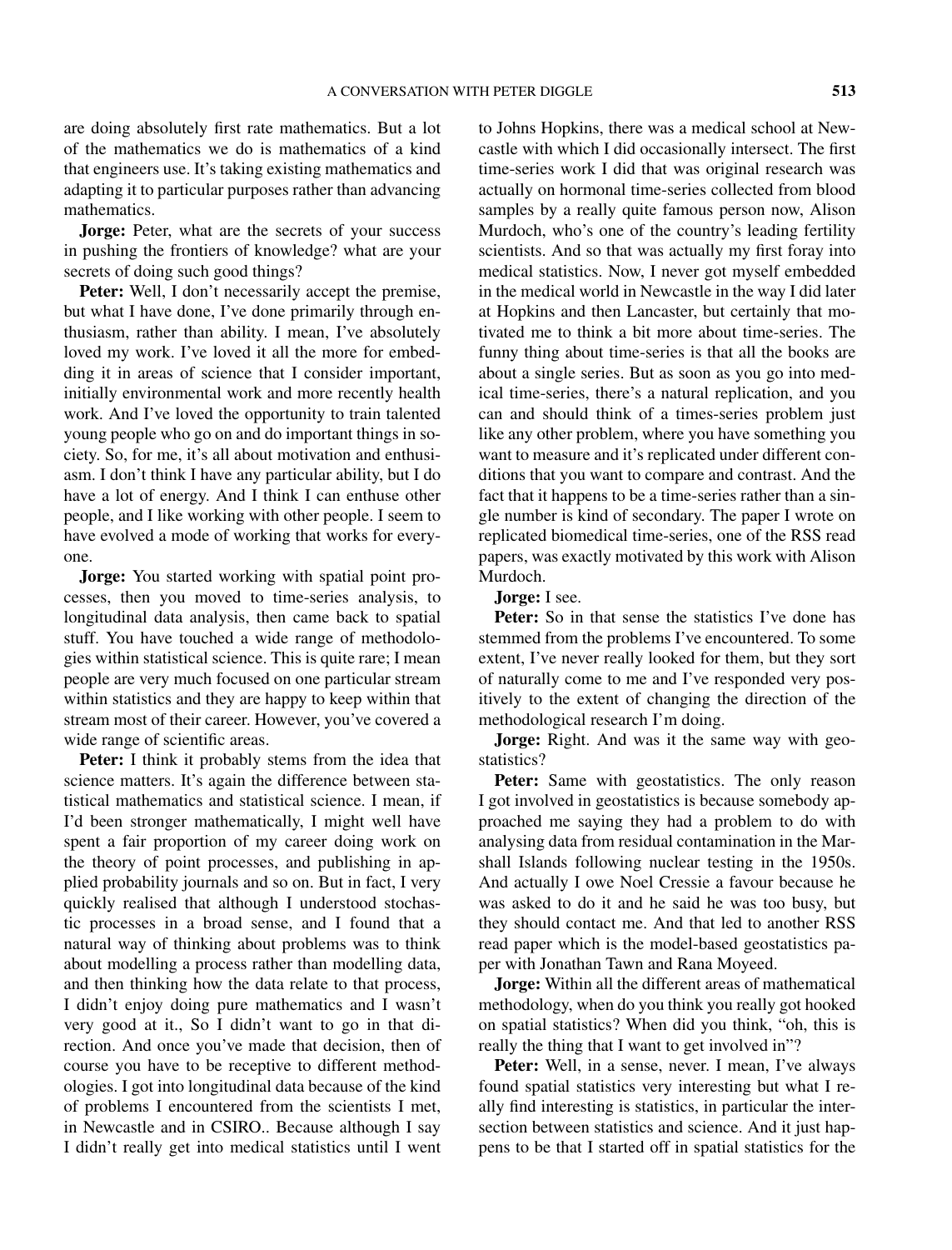are doing absolutely first rate mathematics. But a lot of the mathematics we do is mathematics of a kind that engineers use. It's taking existing mathematics and adapting it to particular purposes rather than advancing mathematics.

**Jorge:** Peter, what are the secrets of your success in pushing the frontiers of knowledge? what are your secrets of doing such good things?

**Peter:** Well, I don't necessarily accept the premise, but what I have done, I've done primarily through enthusiasm, rather than ability. I mean, I've absolutely loved my work. I've loved it all the more for embedding it in areas of science that I consider important, initially environmental work and more recently health work. And I've loved the opportunity to train talented young people who go on and do important things in society. So, for me, it's all about motivation and enthusiasm. I don't think I have any particular ability, but I do have a lot of energy. And I think I can enthuse other people, and I like working with other people. I seem to have evolved a mode of working that works for everyone.

**Jorge:** You started working with spatial point processes, then you moved to time-series analysis, to longitudinal data analysis, then came back to spatial stuff. You have touched a wide range of methodologies within statistical science. This is quite rare; I mean people are very much focused on one particular stream within statistics and they are happy to keep within that stream most of their career. However, you've covered a wide range of scientific areas.

**Peter:** I think it probably stems from the idea that science matters. It's again the difference between statistical mathematics and statistical science. I mean, if I'd been stronger mathematically, I might well have spent a fair proportion of my career doing work on the theory of point processes, and publishing in applied probability journals and so on. But in fact, I very quickly realised that although I understood stochastic processes in a broad sense, and I found that a natural way of thinking about problems was to think about modelling a process rather than modelling data, and then thinking how the data relate to that process, I didn't enjoy doing pure mathematics and I wasn't very good at it., So I didn't want to go in that direction. And once you've made that decision, then of course you have to be receptive to different methodologies. I got into longitudinal data because of the kind of problems I encountered from the scientists I met, in Newcastle and in CSIRO.. Because although I say I didn't really get into medical statistics until I went to Johns Hopkins, there was a medical school at Newcastle with which I did occasionally intersect. The first time-series work I did that was original research was actually on hormonal time-series collected from blood samples by a really quite famous person now, Alison Murdoch, who's one of the country's leading fertility scientists. And so that was actually my first foray into medical statistics. Now, I never got myself embedded in the medical world in Newcastle in the way I did later at Hopkins and then Lancaster, but certainly that motivated me to think a bit more about time-series. The funny thing about time-series is that all the books are about a single series. But as soon as you go into medical time-series, there's a natural replication, and you can and should think of a times-series problem just like any other problem, where you have something you want to measure and it's replicated under different conditions that you want to compare and contrast. And the fact that it happens to be a time-series rather than a single number is kind of secondary. The paper I wrote on replicated biomedical time-series, one of the RSS read papers, was exactly motivated by this work with Alison Murdoch.

**Jorge:** I see.

**Peter:** So in that sense the statistics I've done has stemmed from the problems I've encountered. To some extent, I've never really looked for them, but they sort of naturally come to me and I've responded very positively to the extent of changing the direction of the methodological research I'm doing.

**Jorge:** Right. And was it the same way with geostatistics?

**Peter:** Same with geostatistics. The only reason I got involved in geostatistics is because somebody approached me saying they had a problem to do with analysing data from residual contamination in the Marshall Islands following nuclear testing in the 1950s. And actually I owe Noel Cressie a favour because he was asked to do it and he said he was too busy, but they should contact me. And that led to another RSS read paper which is the model-based geostatistics paper with Jonathan Tawn and Rana Moyeed.

**Jorge:** Within all the different areas of mathematical methodology, when do you think you really got hooked on spatial statistics? When did you think, "oh, this is really the thing that I want to get involved in"?

**Peter:** Well, in a sense, never. I mean, I've always found spatial statistics very interesting but what I really find interesting is statistics, in particular the intersection between statistics and science. And it just happens to be that I started off in spatial statistics for the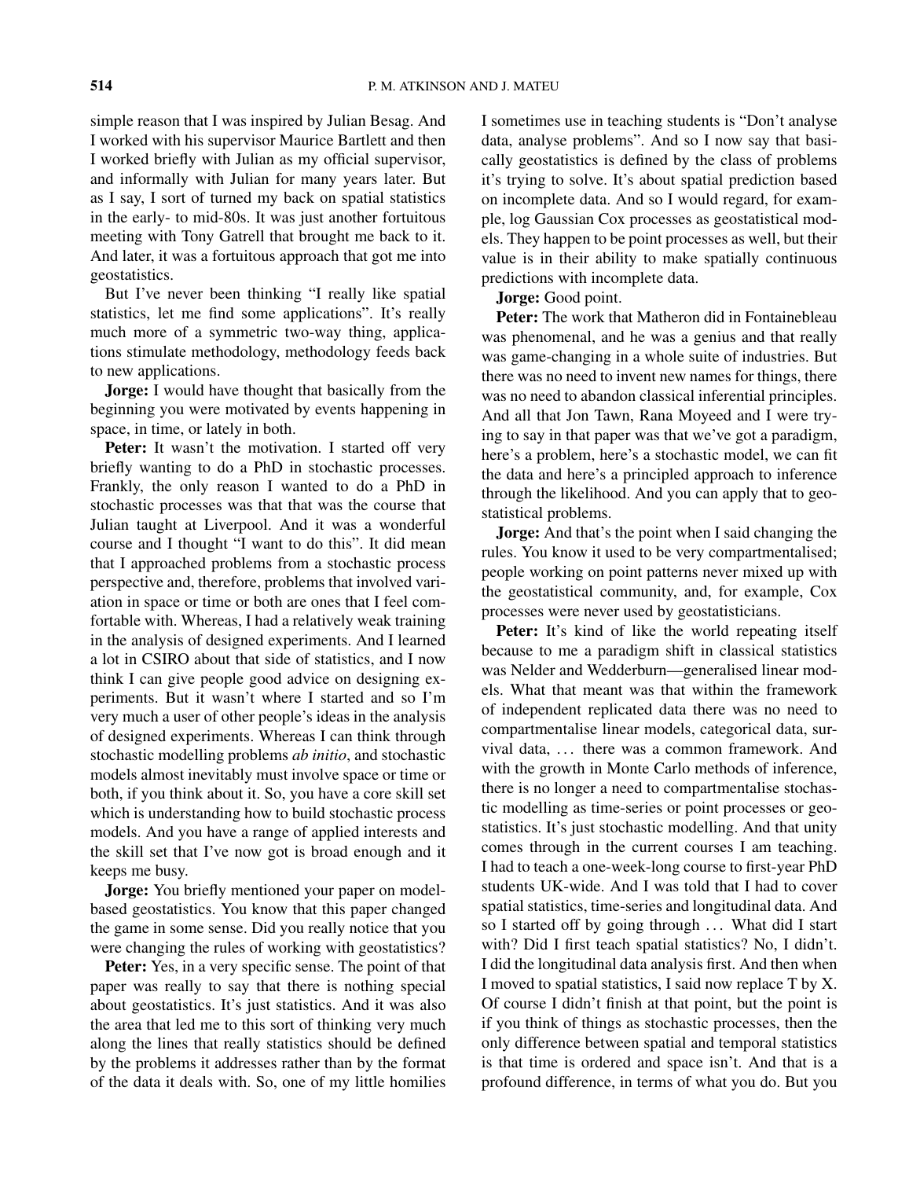simple reason that I was inspired by Julian Besag. And I worked with his supervisor Maurice Bartlett and then I worked briefly with Julian as my official supervisor, and informally with Julian for many years later. But as I say, I sort of turned my back on spatial statistics in the early- to mid-80s. It was just another fortuitous meeting with Tony Gatrell that brought me back to it. And later, it was a fortuitous approach that got me into geostatistics.

But I've never been thinking "I really like spatial statistics, let me find some applications". It's really much more of a symmetric two-way thing, applications stimulate methodology, methodology feeds back to new applications.

**Jorge:** I would have thought that basically from the beginning you were motivated by events happening in space, in time, or lately in both.

**Peter:** It wasn't the motivation. I started off very briefly wanting to do a PhD in stochastic processes. Frankly, the only reason I wanted to do a PhD in stochastic processes was that that was the course that Julian taught at Liverpool. And it was a wonderful course and I thought "I want to do this". It did mean that I approached problems from a stochastic process perspective and, therefore, problems that involved variation in space or time or both are ones that I feel comfortable with. Whereas, I had a relatively weak training in the analysis of designed experiments. And I learned a lot in CSIRO about that side of statistics, and I now think I can give people good advice on designing experiments. But it wasn't where I started and so I'm very much a user of other people's ideas in the analysis of designed experiments. Whereas I can think through stochastic modelling problems *ab initio*, and stochastic models almost inevitably must involve space or time or both, if you think about it. So, you have a core skill set which is understanding how to build stochastic process models. And you have a range of applied interests and the skill set that I've now got is broad enough and it keeps me busy.

**Jorge:** You briefly mentioned your paper on model-based geostatistics. You know that this paper changed the game in some sense. Did you really notice that you were changing the rules of working with geostatistics?

**Peter:** Yes, in a very specific sense. The point of that paper was really to say that there is nothing special about geostatistics. It's just statistics. And it was also the area that led me to this sort of thinking very much along the lines that really statistics should be defined by the problems it addresses rather than by the format of the data it deals with. So, one of my little homilies I sometimes use in teaching students is "Don't analyse data, analyse problems". And so I now say that basically geostatistics is defined by the class of problems it's trying to solve. It's about spatial prediction based on incomplete data. And so I would regard, for example, log Gaussian Cox processes as geostatistical models. They happen to be point processes as well, but their value is in their ability to make spatially continuous predictions with incomplete data.

**Jorge:** Good point.

**Peter:** The work that Matheron did in Fontainebleau was phenomenal, and he was a genius and that really was game-changing in a whole suite of industries. But there was no need to invent new names for things, there was no need to abandon classical inferential principles. And all that Jon Tawn, Rana Moyeed and I were trying to say in that paper was that we've got a paradigm, here's a problem, here's a stochastic model, we can fit the data and here's a principled approach to inference through the likelihood. And you can apply that to geostatistical problems.

**Jorge:** And that's the point when I said changing the rules. You know it used to be very compartmentalised; people working on point patterns never mixed up with the geostatistical community, and, for example, Cox processes were never used by geostatisticians.

**Peter:** It's kind of like the world repeating itself because to me a paradigm shift in classical statistics was Nelder and Wedderburn—generalised linear models. What that meant was that within the framework of independent replicated data there was no need to compartmentalise linear models, categorical data, survival data, ... there was a common framework. And with the growth in Monte Carlo methods of inference, there is no longer a need to compartmentalise stochastic modelling as time-series or point processes or geostatistics. It's just stochastic modelling. And that unity comes through in the current courses I am teaching. I had to teach a one-week-long course to first-year PhD students UK-wide. And I was told that I had to cover spatial statistics, time-series and longitudinal data. And so I started off by going through ... What did I start with? Did I first teach spatial statistics? No, I didn't. I did the longitudinal data analysis first. And then when I moved to spatial statistics, I said now replace T by X. Of course I didn't finish at that point, but the point is if you think of things as stochastic processes, then the only difference between spatial and temporal statistics is that time is ordered and space isn't. And that is a profound difference, in terms of what you do. But you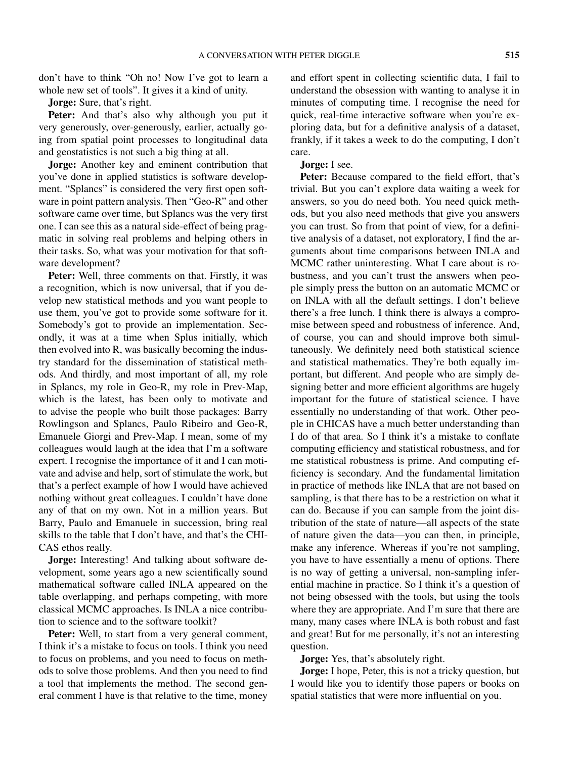don't have to think "Oh no! Now I've got to learn a whole new set of tools". It gives it a kind of unity.

**Jorge:** Sure, that's right.

**Peter:** And that's also why although you put it very generously, over-generously, earlier, actually going from spatial point processes to longitudinal data and geostatistics is not such a big thing at all.

**Jorge:** Another key and eminent contribution that you've done in applied statistics is software development. "Splancs" is considered the very first open software in point pattern analysis. Then "Geo-R" and other software came over time, but Splancs was the very first one. I can see this as a natural side-effect of being pragmatic in solving real problems and helping others in their tasks. So, what was your motivation for that software development?

**Peter:** Well, three comments on that. Firstly, it was a recognition, which is now universal, that if you develop new statistical methods and you want people to use them, you've got to provide some software for it. Somebody's got to provide an implementation. Secondly, it was at a time when Splus initially, which then evolved into R, was basically becoming the industry standard for the dissemination of statistical methods. And thirdly, and most important of all, my role in Splancs, my role in Geo-R, my role in Prev-Map, which is the latest, has been only to motivate and to advise the people who built those packages: Barry Rowlingson and Splancs, Paulo Ribeiro and Geo-R, Emanuele Giorgi and Prev-Map. I mean, some of my colleagues would laugh at the idea that I'm a software expert. I recognise the importance of it and I can motivate and advise and help, sort of stimulate the work, but that's a perfect example of how I would have achieved nothing without great colleagues. I couldn't have done any of that on my own. Not in a million years. But Barry, Paulo and Emanuele in succession, bring real skills to the table that I don't have, and that's the CHICAS ethos really.

**Jorge:** Interesting! And talking about software development, some years ago a new scientifically sound mathematical software called INLA appeared on the table overlapping, and perhaps competing, with more classical MCMC approaches. Is INLA a nice contribution to science and to the software toolkit?

**Peter:** Well, to start from a very general comment, I think it's a mistake to focus on tools. I think you need to focus on problems, and you need to focus on methods to solve those problems. And then you need to find a tool that implements the method. The second general comment I have is that relative to the time, money and effort spent in collecting scientific data, I fail to understand the obsession with wanting to analyse it in minutes of computing time. I recognise the need for quick, real-time interactive software when you're exploring data, but for a definitive analysis of a dataset, frankly, if it takes a week to do the computing, I don't care.

**Jorge:** I see.

**Peter:** Because compared to the field effort, that's trivial. But you can't explore data waiting a week for answers, so you do need both. You need quick methods, but you also need methods that give you answers you can trust. So from that point of view, for a definitive analysis of a dataset, not exploratory, I find the arguments about time comparisons between INLA and MCMC rather uninteresting. What I care about is robustness, and you can't trust the answers when people simply press the button on an automatic MCMC or on INLA with all the default settings. I don't believe there's a free lunch. I think there is always a compromise between speed and robustness of inference. And, of course, you can and should improve both simultaneously. We definitely need both statistical science and statistical mathematics. They're both equally important, but different. And people who are simply designing better and more efficient algorithms are hugely important for the future of statistical science. I have essentially no understanding of that work. Other people in CHICAS have a much better understanding than I do of that area. So I think it's a mistake to conflate computing efficiency and statistical robustness, and for me statistical robustness is prime. And computing efficiency is secondary. And the fundamental limitation in practice of methods like INLA that are not based on sampling, is that there has to be a restriction on what it can do. Because if you can sample from the joint distribution of the state of nature—all aspects of the state of nature given the data—you can then, in principle, make any inference. Whereas if you're not sampling, you have to have essentially a menu of options. There is no way of getting a universal, non-sampling inferential machine in practice. So I think it's a question of not being obsessed with the tools, but using the tools where they are appropriate. And I'm sure that there are many, many cases where INLA is both robust and fast and great! But for me personally, it's not an interesting question.

**Jorge:** Yes, that's absolutely right.

**Jorge:** I hope, Peter, this is not a tricky question, but I would like you to identify those papers or books on spatial statistics that were more influential on you.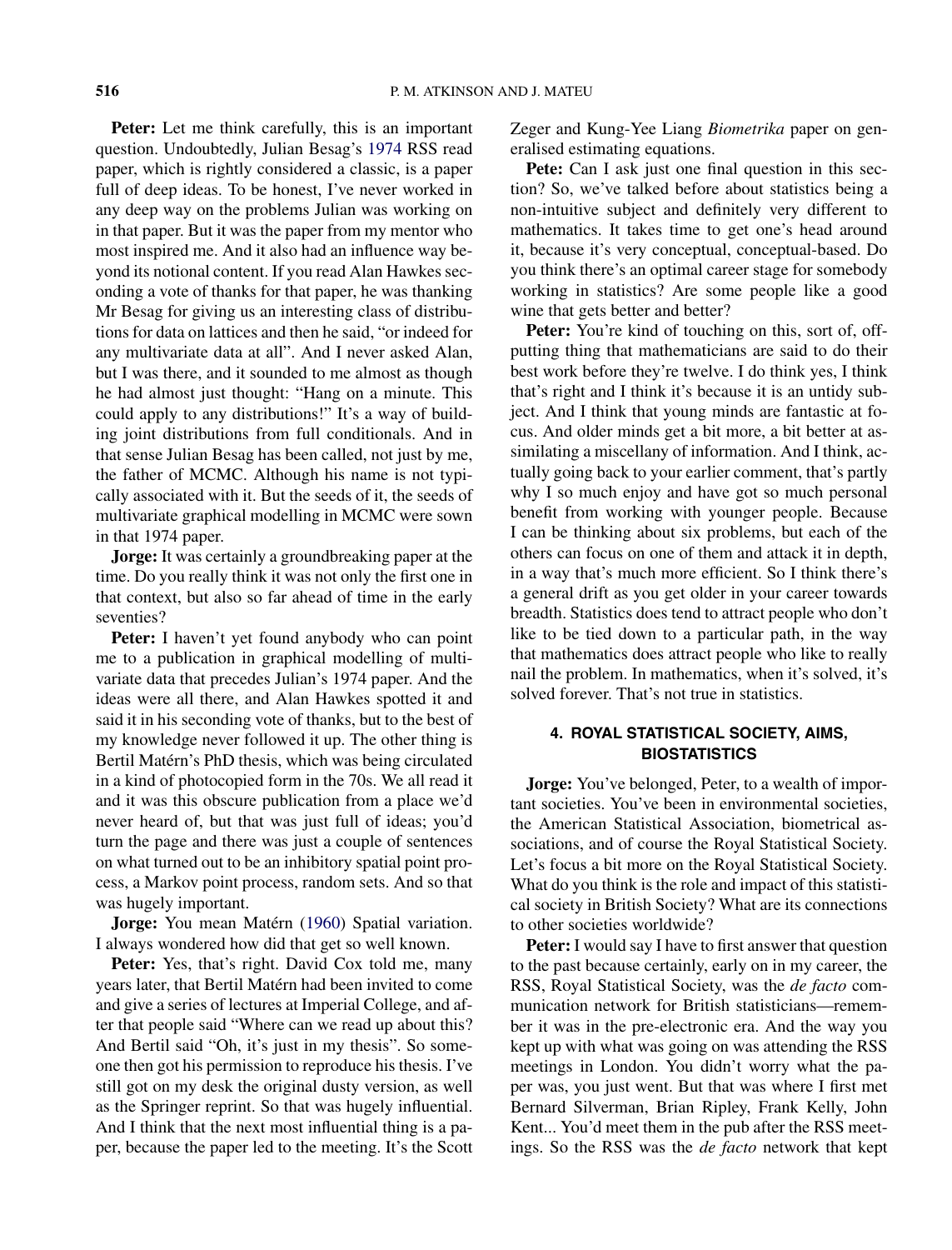**Peter:** Let me think carefully, this is an important question. Undoubtedly, Julian Besag's 1974 RSS read paper, which is rightly considered a classic, is a paper full of deep ideas. To be honest, I've never worked in any deep way on the problems Julian was working on in that paper. But it was the paper from my mentor who most inspired me. And it also had an influence way beyond its notional content. If you read Alan Hawkes seconding a vote of thanks for that paper, he was thanking Mr Besag for giving us an interesting class of distributions for data on lattices and then he said, "or indeed for any multivariate data at all". And I never asked Alan, but I was there, and it sounded to me almost as though he had almost just thought: "Hang on a minute. This could apply to any distributions!" It's a way of building joint distributions from full conditionals. And in that sense Julian Besag has been called, not just by me, the father of MCMC. Although his name is not typically associated with it. But the seeds of it, the seeds of multivariate graphical modelling in MCMC were sown in that 1974 paper.

**Jorge:** It was certainly a groundbreaking paper at the time. Do you really think it was not only the first one in that context, but also so far ahead of time in the early seventies?

**Peter:** I haven't yet found anybody who can point me to a publication in graphical modelling of multivariate data that precedes Julian's 1974 paper. And the ideas were all there, and Alan Hawkes spotted it and said it in his seconding vote of thanks, but to the best of my knowledge never followed it up. The other thing is Bertil Matérn's PhD thesis, which was being circulated in a kind of photocopied form in the 70s. We all read it and it was this obscure publication from a place we'd never heard of, but that was just full of ideas; you'd turn the page and there was just a couple of sentences on what turned out to be an inhibitory spatial point process, a Markov point process, random sets. And so that was hugely important.

**Jorge:** You mean Matérn (1960) Spatial variation. I always wondered how did that get so well known.

**Peter:** Yes, that's right. David Cox told me, many years later, that Bertil Matérn had been invited to come and give a series of lectures at Imperial College, and after that people said "Where can we read up about this? And Bertil said "Oh, it's just in my thesis". So someone then got his permission to reproduce his thesis. I've still got on my desk the original dusty version, as well as the Springer reprint. So that was hugely influential. And I think that the next most influential thing is a paper, because the paper led to the meeting. It's the Scott Zeger and Kung-Yee Liang *Biometrika* paper on generalised estimating equations.

**Pete:** Can I ask just one final question in this section? So, we've talked before about statistics being a non-intuitive subject and definitely very different to mathematics. It takes time to get one's head around it, because it's very conceptual, conceptual-based. Do you think there's an optimal career stage for somebody working in statistics? Are some people like a good wine that gets better and better?

**Peter:** You're kind of touching on this, sort of, off-putting thing that mathematicians are said to do their best work before they're twelve. I do think yes, I think that's right and I think it's because it is an untidy subject. And I think that young minds are fantastic at focus. And older minds get a bit more, a bit better at assimilating a miscellany of information. And I think, actually going back to your earlier comment, that's partly why I so much enjoy and have got so much personal benefit from working with younger people. Because I can be thinking about six problems, but each of the others can focus on one of them and attack it in depth, in a way that's much more efficient. So I think there's a general drift as you get older in your career towards breadth. Statistics does tend to attract people who don't like to be tied down to a particular path, in the way that mathematics does attract people who like to really nail the problem. In mathematics, when it's solved, it's solved forever. That's not true in statistics.

## 4. ROYAL STATISTICAL SOCIETY, AIMS, BIOSTATISTICS

**Jorge:** You've belonged, Peter, to a wealth of important societies. You've been in environmental societies, the American Statistical Association, biometrical associations, and of course the Royal Statistical Society. Let's focus a bit more on the Royal Statistical Society. What do you think is the role and impact of this statistical society in British Society? What are its connections to other societies worldwide?

**Peter:** I would say I have to first answer that question to the past because certainly, early on in my career, the RSS, Royal Statistical Society, was the *de facto* communication network for British statisticians—remember it was in the pre-electronic era. And the way you kept up with what was going on was attending the RSS meetings in London. You didn't worry what the paper was, you just went. But that was where I first met Bernard Silverman, Brian Ripley, Frank Kelly, John Kent... You'd meet them in the pub after the RSS meetings. So the RSS was the *de facto* network that kept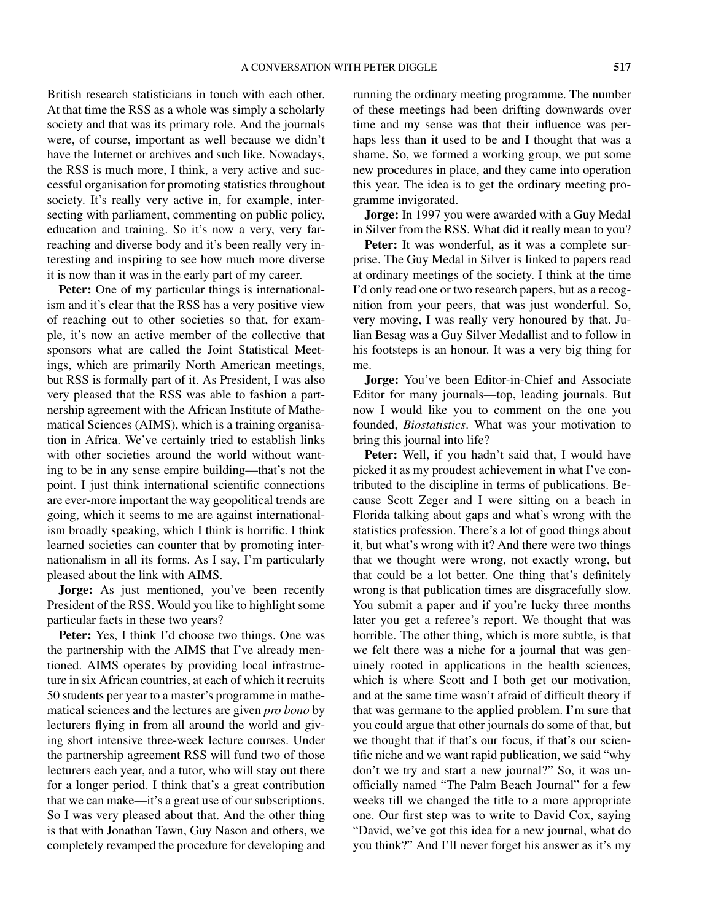British research statisticians in touch with each other. At that time the RSS as a whole was simply a scholarly society and that was its primary role. And the journals were, of course, important as well because we didn't have the Internet or archives and such like. Nowadays, the RSS is much more, I think, a very active and successful organisation for promoting statistics throughout society. It's really very active in, for example, intersecting with parliament, commenting on public policy, education and training. So it's now a very, very far-reaching and diverse body and it's been really very interesting and inspiring to see how much more diverse it is now than it was in the early part of my career.

**Peter:** One of my particular things is internationalism and it's clear that the RSS has a very positive view of reaching out to other societies so that, for example, it's now an active member of the collective that sponsors what are called the Joint Statistical Meetings, which are primarily North American meetings, but RSS is formally part of it. As President, I was also very pleased that the RSS was able to fashion a partnership agreement with the African Institute of Mathematical Sciences (AIMS), which is a training organisation in Africa. We've certainly tried to establish links with other societies around the world without wanting to be in any sense empire building—that's not the point. I just think international scientific connections are ever-more important the way geopolitical trends are going, which it seems to me are against internationalism broadly speaking, which I think is horrific. I think learned societies can counter that by promoting internationalism in all its forms. As I say, I'm particularly pleased about the link with AIMS.

**Jorge:** As just mentioned, you've been recently President of the RSS. Would you like to highlight some particular facts in these two years?

**Peter:** Yes, I think I'd choose two things. One was the partnership with the AIMS that I've already mentioned. AIMS operates by providing local infrastructure in six African countries, at each of which it recruits 50 students per year to a master's programme in mathematical sciences and the lectures are given *pro bono* by lecturers flying in from all around the world and giving short intensive three-week lecture courses. Under the partnership agreement RSS will fund two of those lecturers each year, and a tutor, who will stay out there for a longer period. I think that's a great contribution that we can make—it's a great use of our subscriptions. So I was very pleased about that. And the other thing is that with Jonathan Tawn, Guy Nason and others, we completely revamped the procedure for developing and running the ordinary meeting programme. The number of these meetings had been drifting downwards over time and my sense was that their influence was perhaps less than it used to be and I thought that was a shame. So, we formed a working group, we put some new procedures in place, and they came into operation this year. The idea is to get the ordinary meeting programme invigorated.

**Jorge:** In 1997 you were awarded with a Guy Medal in Silver from the RSS. What did it really mean to you?

**Peter:** It was wonderful, as it was a complete surprise. The Guy Medal in Silver is linked to papers read at ordinary meetings of the society. I think at the time I'd only read one or two research papers, but as a recognition from your peers, that was just wonderful. So, very moving, I was really very honoured by that. Julian Besag was a Guy Silver Medallist and to follow in his footsteps is an honour. It was a very big thing for me.

**Jorge:** You've been Editor-in-Chief and Associate Editor for many journals—top, leading journals. But now I would like you to comment on the one you founded, *Biostatistics*. What was your motivation to bring this journal into life?

**Peter:** Well, if you hadn't said that, I would have picked it as my proudest achievement in what I've contributed to the discipline in terms of publications. Because Scott Zeger and I were sitting on a beach in Florida talking about gaps and what's wrong with the statistics profession. There's a lot of good things about it, but what's wrong with it? And there were two things that we thought were wrong, not exactly wrong, but that could be a lot better. One thing that's definitely wrong is that publication times are disgracefully slow. You submit a paper and if you're lucky three months later you get a referee's report. We thought that was horrible. The other thing, which is more subtle, is that we felt there was a niche for a journal that was genuinely rooted in applications in the health sciences, which is where Scott and I both get our motivation, and at the same time wasn't afraid of difficult theory if that was germane to the applied problem. I'm sure that you could argue that other journals do some of that, but we thought that if that's our focus, if that's our scientific niche and we want rapid publication, we said "why don't we try and start a new journal?" So, it was unofficially named "The Palm Beach Journal" for a few weeks till we changed the title to a more appropriate one. Our first step was to write to David Cox, saying "David, we've got this idea for a new journal, what do you think?" And I'll never forget his answer as it's my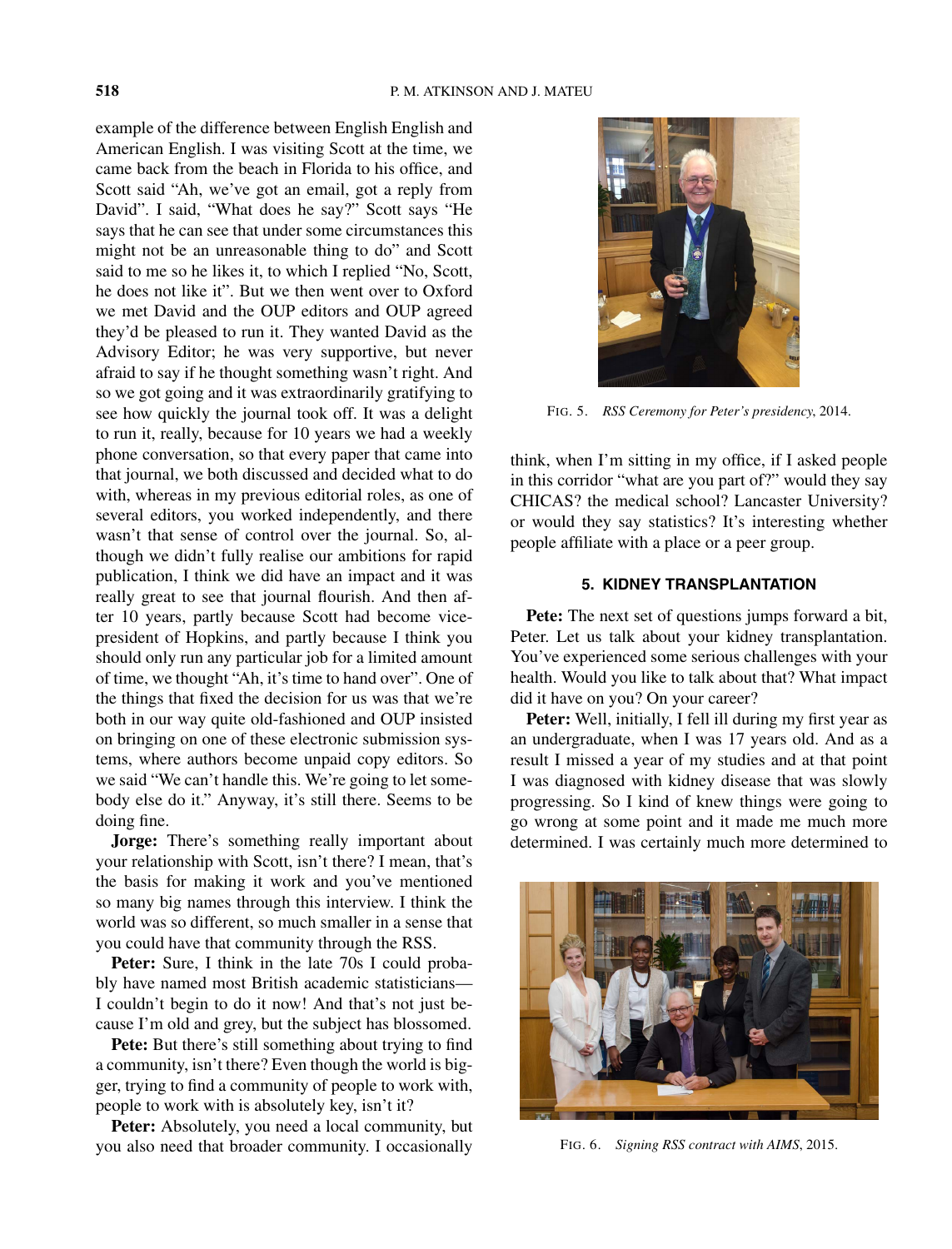example of the difference between English English and American English. I was visiting Scott at the time, we came back from the beach in Florida to his office, and Scott said "Ah, we've got an email, got a reply from David". I said, "What does he say?" Scott says "He says that he can see that under some circumstances this might not be an unreasonable thing to do" and Scott said to me so he likes it, to which I replied "No, Scott, he does not like it". But we then went over to Oxford we met David and the OUP editors and OUP agreed they'd be pleased to run it. They wanted David as the Advisory Editor; he was very supportive, but never afraid to say if he thought something wasn't right. And so we got going and it was extraordinarily gratifying to see how quickly the journal took off. It was a delight to run it, really, because for 10 years we had a weekly phone conversation, so that every paper that came into that journal, we both discussed and decided what to do with, whereas in my previous editorial roles, as one of several editors, you worked independently, and there wasn't that sense of control over the journal. So, although we didn't fully realise our ambitions for rapid publication, I think we did have an impact and it was really great to see that journal flourish. And then after 10 years, partly because Scott had become vice-president of Hopkins, and partly because I think you should only run any particular job for a limited amount of time, we thought "Ah, it's time to hand over". One of the things that fixed the decision for us was that we're both in our way quite old-fashioned and OUP insisted on bringing on one of these electronic submission systems, where authors become unpaid copy editors. So we said "We can't handle this. We're going to let somebody else do it." Anyway, it's still there. Seems to be doing fine.

**Jorge:** There's something really important about your relationship with Scott, isn't there? I mean, that's the basis for making it work and you've mentioned so many big names through this interview. I think the world was so different, so much smaller in a sense that you could have that community through the RSS.

**Peter:** Sure, I think in the late 70s I could probably have named most British academic statisticians—I couldn't begin to do it now! And that's not just because I'm old and grey, but the subject has blossomed.

**Pete:** But there's still something about trying to find a community, isn't there? Even though the world is bigger, trying to find a community of people to work with, people to work with is absolutely key, isn't it?

**Peter:** Absolutely, you need a local community, but you also need that broader community. I occasionally think, when I'm sitting in my office, if I asked people in this corridor "what are you part of?" would they say CHICAS? the medical school? Lancaster University? or would they say statistics? It's interesting whether people affiliate with a place or a peer group.

FIG. 5. *RSS Ceremony for Peter's presidency*, 2014.

## 5. KIDNEY TRANSPLANTATION

**Pete:** The next set of questions jumps forward a bit, Peter. Let us talk about your kidney transplantation. You've experienced some serious challenges with your health. Would you like to talk about that? What impact did it have on you? On your career?

**Peter:** Well, initially, I fell ill during my first year as an undergraduate, when I was 17 years old. And as a result I missed a year of my studies and at that point I was diagnosed with kidney disease that was slowly progressing. So I kind of knew things were going to go wrong at some point and it made me much more determined. I was certainly much more determined to

FIG. 6. *Signing RSS contract with AIMS*, 2015.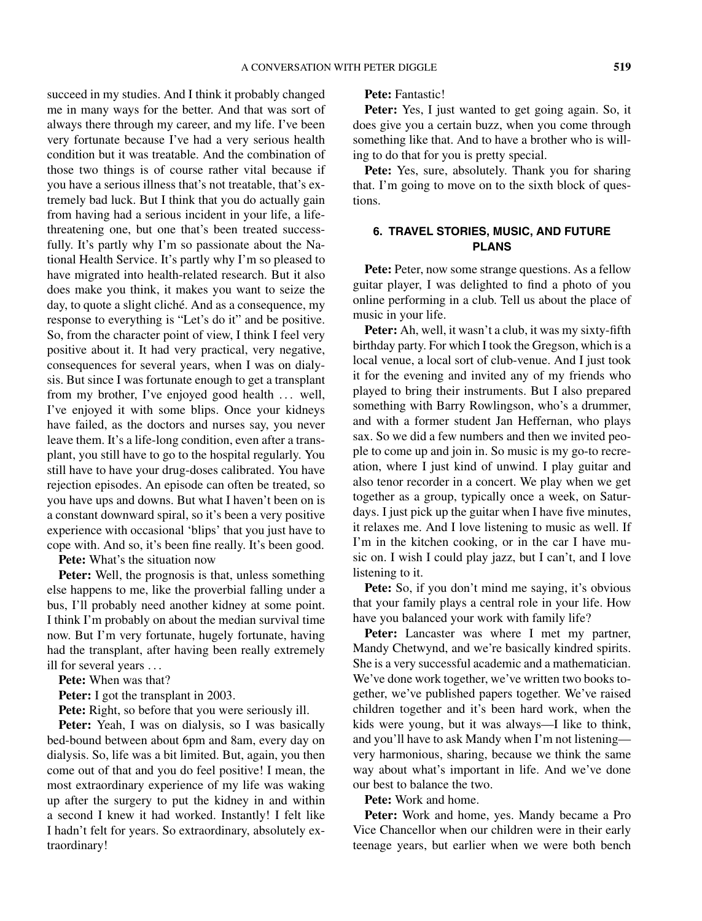succeed in my studies. And I think it probably changed me in many ways for the better. And that was sort of always there through my career, and my life. I've been very fortunate because I've had a very serious health condition but it was treatable. And the combination of those two things is of course rather vital because if you have a serious illness that's not treatable, that's extremely bad luck. But I think that you do actually gain from having had a serious incident in your life, a life-threatening one, but one that's been treated successfully. It's partly why I'm so passionate about the National Health Service. It's partly why I'm so pleased to have migrated into health-related research. But it also does make you think, it makes you want to seize the day, to quote a slight cliché. And as a consequence, my response to everything is "Let's do it" and be positive. So, from the character point of view, I think I feel very positive about it. It had very practical, very negative, consequences for several years, when I was on dialysis. But since I was fortunate enough to get a transplant from my brother, I've enjoyed good health ... well, I've enjoyed it with some blips. Once your kidneys have failed, as the doctors and nurses say, you never leave them. It's a life-long condition, even after a transplant, you still have to go to the hospital regularly. You still have to have your drug-doses calibrated. You have rejection episodes. An episode can often be treated, so you have ups and downs. But what I haven't been on is a constant downward spiral, so it's been a very positive experience with occasional 'blips' that you just have to cope with. And so, it's been fine really. It's been good.

**Pete:** What's the situation now

**Peter:** Well, the prognosis is that, unless something else happens to me, like the proverbial falling under a bus, I'll probably need another kidney at some point. I think I'm probably on about the median survival time now. But I'm very fortunate, hugely fortunate, having had the transplant, after having been really extremely ill for several years ...

**Pete:** When was that?

**Peter:** I got the transplant in 2003.

**Pete:** Right, so before that you were seriously ill.

**Peter:** Yeah, I was on dialysis, so I was basically bed-bound between about 6pm and 8am, every day on dialysis. So, life was a bit limited. But, again, you then come out of that and you do feel positive! I mean, the most extraordinary experience of my life was waking up after the surgery to put the kidney in and within a second I knew it had worked. Instantly! I felt like I hadn't felt for years. So extraordinary, absolutely extraordinary!

**Pete:** Fantastic!

**Peter:** Yes, I just wanted to get going again. So, it does give you a certain buzz, when you come through something like that. And to have a brother who is willing to do that for you is pretty special.

**Pete:** Yes, sure, absolutely. Thank you for sharing that. I'm going to move on to the sixth block of questions.

## 6. TRAVEL STORIES, MUSIC, AND FUTURE PLANS

**Pete:** Peter, now some strange questions. As a fellow guitar player, I was delighted to find a photo of you online performing in a club. Tell us about the place of music in your life.

**Peter:** Ah, well, it wasn't a club, it was my sixty-fifth birthday party. For which I took the Gregson, which is a local venue, a local sort of club-venue. And I just took it for the evening and invited any of my friends who played to bring their instruments. But I also prepared something with Barry Rowlingson, who's a drummer, and with a former student Jan Heffernan, who plays sax. So we did a few numbers and then we invited people to come up and join in. So music is my go-to recreation, where I just kind of unwind. I play guitar and also tenor recorder in a concert. We play when we get together as a group, typically once a week, on Saturdays. I just pick up the guitar when I have five minutes, it relaxes me. And I love listening to music as well. If I'm in the kitchen cooking, or in the car I have music on. I wish I could play jazz, but I can't, and I love listening to it.

**Pete:** So, if you don't mind me saying, it's obvious that your family plays a central role in your life. How have you balanced your work with family life?

**Peter:** Lancaster was where I met my partner, Mandy Chetwynd, and we're basically kindred spirits. She is a very successful academic and a mathematician. We've done work together, we've written two books together, we've published papers together. We've raised children together and it's been hard work, when the kids were young, but it was always—I like to think, and you'll have to ask Mandy when I'm not listening—very harmonious, sharing, because we think the same way about what's important in life. And we've done our best to balance the two.

**Pete:** Work and home.

**Peter:** Work and home, yes. Mandy became a Pro Vice Chancellor when our children were in their early teenage years, but earlier when we were both bench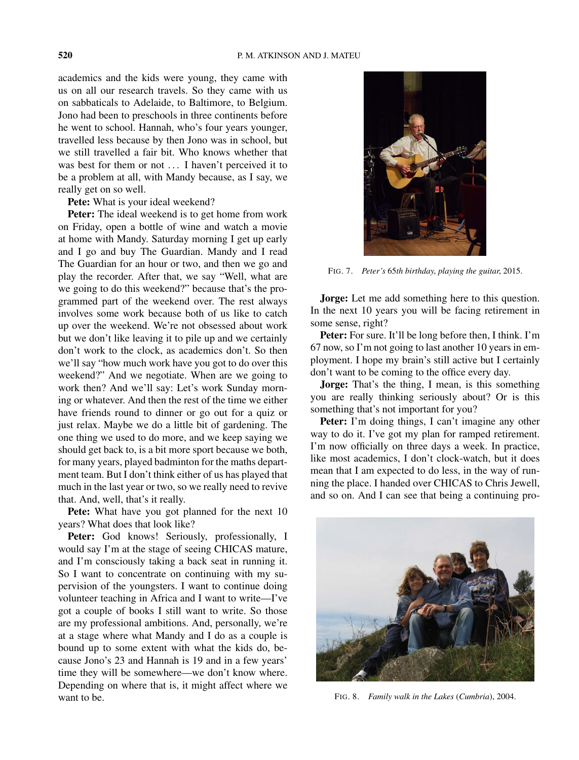academics and the kids were young, they came with us on all our research travels. So they came with us on sabbaticals to Adelaide, to Baltimore, to Belgium. Jono had been to preschools in three continents before he went to school. Hannah, who's four years younger, travelled less because by then Jono was in school, but we still travelled a fair bit. Who knows whether that was best for them or not ... I haven't perceived it to be a problem at all, with Mandy because, as I say, we really get on so well.

**Pete:** What is your ideal weekend?

**Peter:** The ideal weekend is to get home from work on Friday, open a bottle of wine and watch a movie at home with Mandy. Saturday morning I get up early and I go and buy The Guardian. Mandy and I read The Guardian for an hour or two, and then we go and play the recorder. After that, we say "Well, what are we going to do this weekend?" because that's the programmed part of the weekend over. The rest always involves some work because both of us like to catch up over the weekend. We're not obsessed about work but we don't like leaving it to pile up and we certainly don't work to the clock, as academics don't. So then we'll say "how much work have you got to do over this weekend?" And we negotiate. When are we going to work then? And we'll say: Let's work Sunday morning or whatever. And then the rest of the time we either have friends round to dinner or go out for a quiz or just relax. Maybe we do a little bit of gardening. The one thing we used to do more, and we keep saying we should get back to, is a bit more sport because we both, for many years, played badminton for the maths department team. But I don't think either of us has played that much in the last year or two, so we really need to revive that. And, well, that's it really.

**Pete:** What have you got planned for the next 10 years? What does that look like?

**Peter:** God knows! Seriously, professionally, I would say I'm at the stage of seeing CHICAS mature, and I'm consciously taking a back seat in running it. So I want to concentrate on continuing with my supervision of the youngsters. I want to continue doing volunteer teaching in Africa and I want to write—I've got a couple of books I still want to write. So those are my professional ambitions. And, personally, we're at a stage where what Mandy and I do as a couple is bound up to some extent with what the kids do, because Jono's 23 and Hannah is 19 and in a few years' time they will be somewhere—we don't know where. Depending on where that is, it might affect where we want to be.

FIG. 7. *Peter's 65th birthday, playing the guitar, 2015.*

**Jorge:** Let me add something here to this question. In the next 10 years you will be facing retirement in some sense, right?

**Peter:** For sure. It'll be long before then, I think. I'm 67 now, so I'm not going to last another 10 years in employment. I hope my brain's still active but I certainly don't want to be coming to the office every day.

**Jorge:** That's the thing, I mean, is this something you are really thinking seriously about? Or is this something that's not important for you?

**Peter:** I'm doing things, I can't imagine any other way to do it. I've got my plan for ramped retirement. I'm now officially on three days a week. In practice, like most academics, I don't clock-watch, but it does mean that I am expected to do less, in the way of running the place. I handed over CHICAS to Chris Jewell, and so on. And I can see that being a continuing pro-

FIG. 8. *Family walk in the Lakes (Cumbria), 2004.*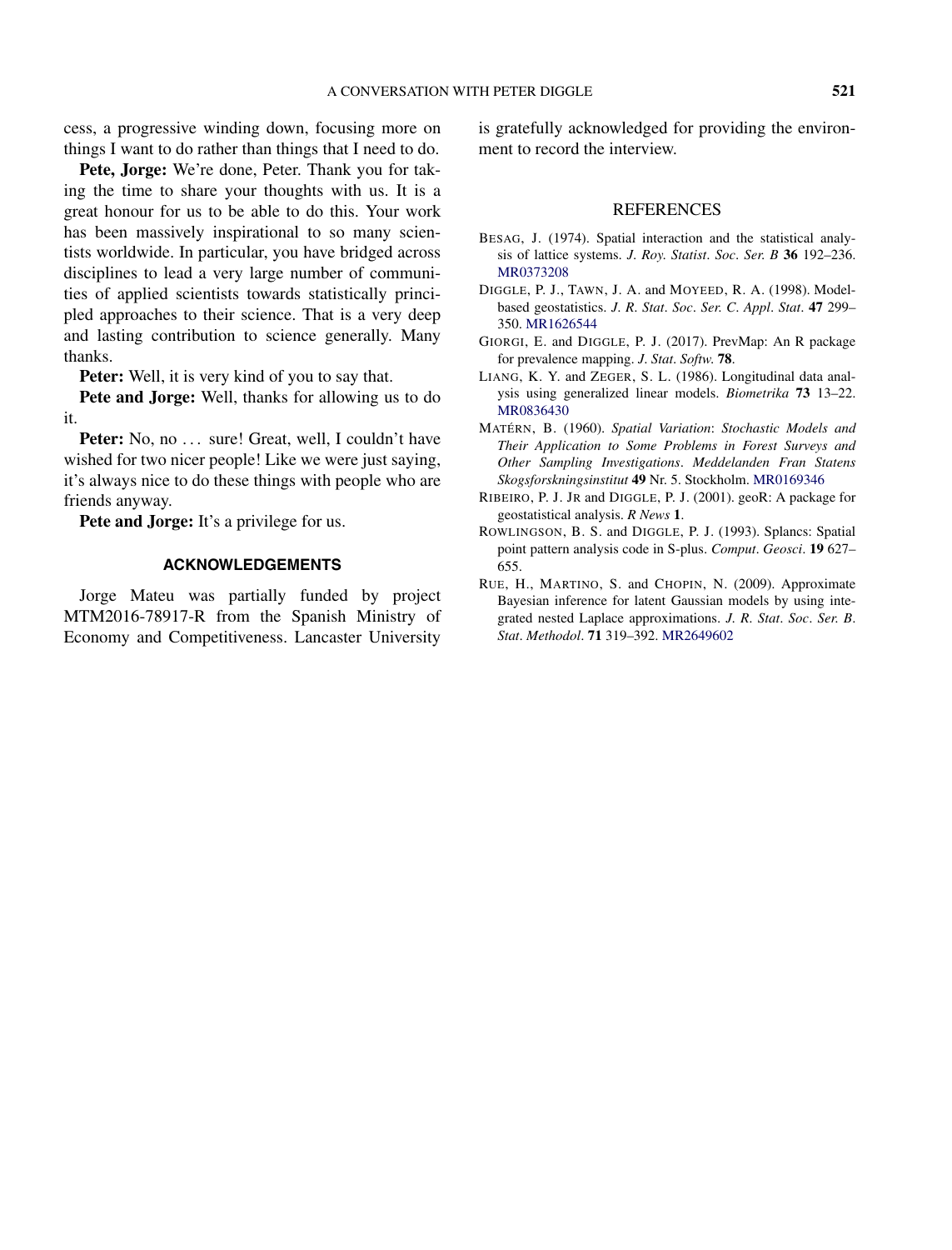cess, a progressive winding down, focusing more on things I want to do rather than things that I need to do.

**Pete, Jorge:** We're done, Peter. Thank you for taking the time to share your thoughts with us. It is a great honour for us to be able to do this. Your work has been massively inspirational to so many scientists worldwide. In particular, you have bridged across disciplines to lead a very large number of communities of applied scientists towards statistically principled approaches to their science. That is a very deep and lasting contribution to science generally. Many thanks.

**Peter:** Well, it is very kind of you to say that.

**Pete and Jorge:** Well, thanks for allowing us to do it.

**Peter:** No, no ... sure! Great, well, I couldn't have wished for two nicer people! Like we were just saying, it's always nice to do these things with people who are friends anyway.

**Pete and Jorge:** It's a privilege for us.

## ACKNOWLEDGEMENTS

Jorge Mateu was partially funded by project MTM2016-78917-R from the Spanish Ministry of Economy and Competitiveness. Lancaster University is gratefully acknowledged for providing the environment to record the interview.

## REFERENCES

BESAG, J. (1974). Spatial interaction and the statistical analysis of lattice systems. *J. Roy. Statist. Soc. Ser. B* **36** 192–236. MR0373208

DIGGLE, P. J., TAWN, J. A. and MOYEED, R. A. (1998). Model-based geostatistics. *J. R. Stat. Soc. Ser. C. Appl. Stat.* **47** 299–350. MR1626544

GIORGI, E. and DIGGLE, P. J. (2017). PrevMap: An R package for prevalence mapping. *J. Stat. Softw.* **78**.

LIANG, K. Y. and ZEGER, S. L. (1986). Longitudinal data analysis using generalized linear models. *Biometrika* **73** 13–22. MR0836430

MATÉRN, B. (1960). *Spatial Variation: Stochastic Models and Their Application to Some Problems in Forest Surveys and Other Sampling Investigations. Meddelanden Fran Statens Skogsforskningsinstitut* **49** Nr. 5. Stockholm. MR0169346

RIBEIRO, P. J. JR and DIGGLE, P. J. (2001). geoR: A package for geostatistical analysis. *R News* **1**.

ROWLINGSON, B. S. and DIGGLE, P. J. (1993). Splancs: Spatial point pattern analysis code in S-plus. *Comput. Geosci.* **19** 627–655.

RUE, H., MARTINO, S. and CHOPIN, N. (2009). Approximate Bayesian inference for latent Gaussian models by using integrated nested Laplace approximations. *J. R. Stat. Soc. Ser. B. Stat. Methodol.* **71** 319–392. MR2649602